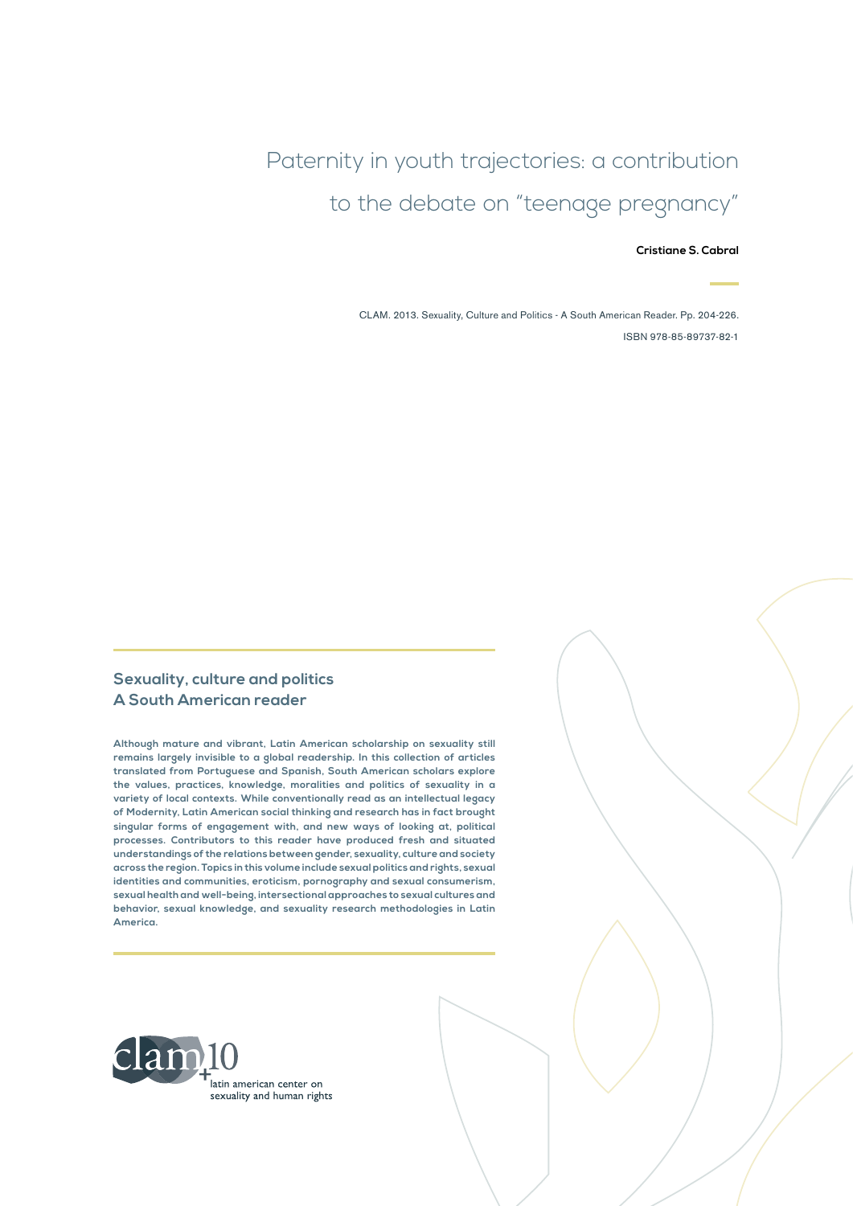# Paternity in youth trajectories: a contribution to the debate on "teenage pregnancy"

**Cristiane S. Cabral**

CLAM. 2013. Sexuality, Culture and Politics - A South American Reader. Pp. 204-226.

ISBN 978-85-89737-82-1

## Sexuality, culture and politics
## A South American reader

**Although mature and vibrant, Latin American scholarship on sexuality still remains largely invisible to a global readership. In this collection of articles translated from Portuguese and Spanish, South American scholars explore the values, practices, knowledge, moralities and politics of sexuality in a variety of local contexts. While conventionally read as an intellectual legacy of Modernity, Latin American social thinking and research has in fact brought singular forms of engagement with, and new ways of looking at, political processes. Contributors to this reader have produced fresh and situated understandings of the relations between gender, sexuality, culture and society across the region. Topics in this volume include sexual politics and rights, sexual identities and communities, eroticism, pornography and sexual consumerism, sexual health and well-being, intersectional approaches to sexual cultures and behavior, sexual knowledge, and sexuality research methodologies in Latin America.**

clam +10

latin american center on sexuality and human rights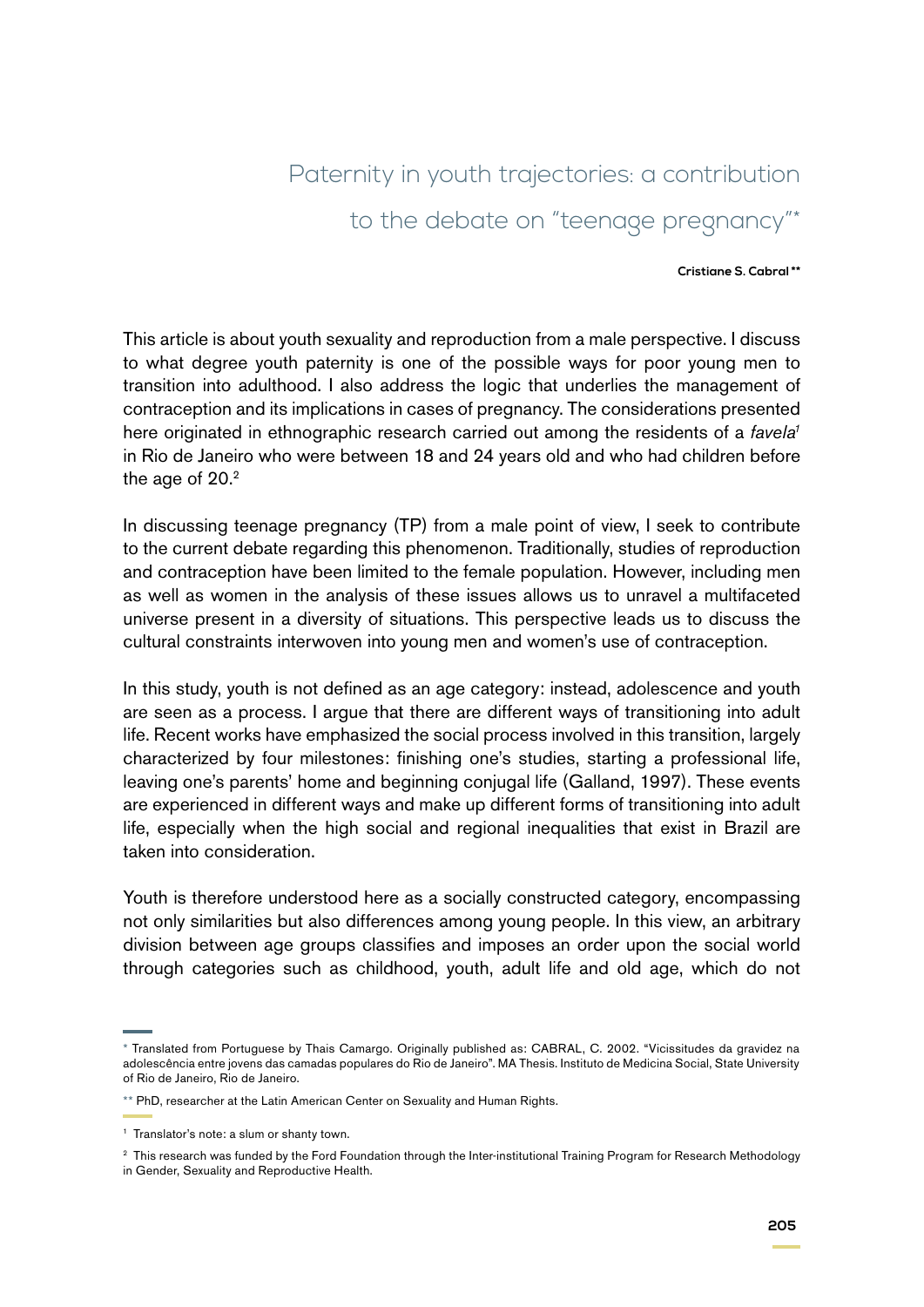# Paternity in youth trajectories: a contribution to the debate on "teenage pregnancy"*

**Cristiane S. Cabral \*\***

This article is about youth sexuality and reproduction from a male perspective. I discuss to what degree youth paternity is one of the possible ways for poor young men to transition into adulthood. I also address the logic that underlies the management of contraception and its implications in cases of pregnancy. The considerations presented here originated in ethnographic research carried out among the residents of a *favela*[1] in Rio de Janeiro who were between 18 and 24 years old and who had children before the age of 20.[2]

In discussing teenage pregnancy (TP) from a male point of view, I seek to contribute to the current debate regarding this phenomenon. Traditionally, studies of reproduction and contraception have been limited to the female population. However, including men as well as women in the analysis of these issues allows us to unravel a multifaceted universe present in a diversity of situations. This perspective leads us to discuss the cultural constraints interwoven into young men and women's use of contraception.

In this study, youth is not defined as an age category: instead, adolescence and youth are seen as a process. I argue that there are different ways of transitioning into adult life. Recent works have emphasized the social process involved in this transition, largely characterized by four milestones: finishing one's studies, starting a professional life, leaving one's parents' home and beginning conjugal life (Galland, 1997). These events are experienced in different ways and make up different forms of transitioning into adult life, especially when the high social and regional inequalities that exist in Brazil are taken into consideration.

Youth is therefore understood here as a socially constructed category, encompassing not only similarities but also differences among young people. In this view, an arbitrary division between age groups classifies and imposes an order upon the social world through categories such as childhood, youth, adult life and old age, which do not

---

\* Translated from Portuguese by Thais Camargo. Originally published as: CABRAL, C. 2002. "Vicissitudes da gravidez na adolescência entre jovens das camadas populares do Rio de Janeiro". MA Thesis. Instituto de Medicina Social, State University of Rio de Janeiro, Rio de Janeiro.

\*\* PhD, researcher at the Latin American Center on Sexuality and Human Rights.

[1] Translator's note: a slum or shanty town.

[2] This research was funded by the Ford Foundation through the Inter-institutional Training Program for Research Methodology in Gender, Sexuality and Reproductive Health.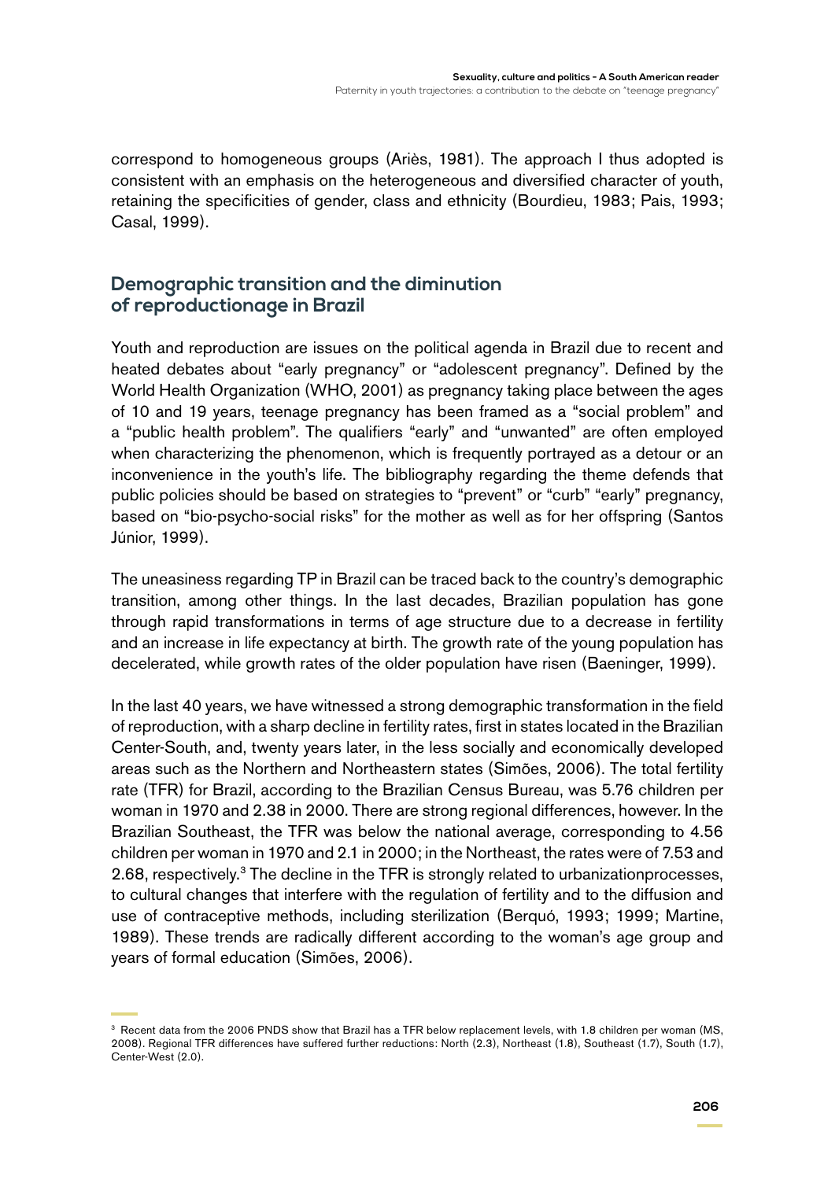correspond to homogeneous groups (Ariès, 1981). The approach I thus adopted is consistent with an emphasis on the heterogeneous and diversified character of youth, retaining the specificities of gender, class and ethnicity (Bourdieu, 1983; Pais, 1993; Casal, 1999).

## Demographic transition and the diminution of reproductionage in Brazil

Youth and reproduction are issues on the political agenda in Brazil due to recent and heated debates about "early pregnancy" or "adolescent pregnancy". Defined by the World Health Organization (WHO, 2001) as pregnancy taking place between the ages of 10 and 19 years, teenage pregnancy has been framed as a "social problem" and a "public health problem". The qualifiers "early" and "unwanted" are often employed when characterizing the phenomenon, which is frequently portrayed as a detour or an inconvenience in the youth's life. The bibliography regarding the theme defends that public policies should be based on strategies to "prevent" or "curb" "early" pregnancy, based on "bio-psycho-social risks" for the mother as well as for her offspring (Santos Júnior, 1999).

The uneasiness regarding TP in Brazil can be traced back to the country's demographic transition, among other things. In the last decades, Brazilian population has gone through rapid transformations in terms of age structure due to a decrease in fertility and an increase in life expectancy at birth. The growth rate of the young population has decelerated, while growth rates of the older population have risen (Baeninger, 1999).

In the last 40 years, we have witnessed a strong demographic transformation in the field of reproduction, with a sharp decline in fertility rates, first in states located in the Brazilian Center-South, and, twenty years later, in the less socially and economically developed areas such as the Northern and Northeastern states (Simões, 2006). The total fertility rate (TFR) for Brazil, according to the Brazilian Census Bureau, was 5.76 children per woman in 1970 and 2.38 in 2000. There are strong regional differences, however. In the Brazilian Southeast, the TFR was below the national average, corresponding to 4.56 children per woman in 1970 and 2.1 in 2000; in the Northeast, the rates were of 7.53 and 2.68, respectively.[3] The decline in the TFR is strongly related to urbanizationprocesses, to cultural changes that interfere with the regulation of fertility and to the diffusion and use of contraceptive methods, including sterilization (Berquó, 1993; 1999; Martine, 1989). These trends are radically different according to the woman's age group and years of formal education (Simões, 2006).

[3] Recent data from the 2006 PNDS show that Brazil has a TFR below replacement levels, with 1.8 children per woman (MS, 2008). Regional TFR differences have suffered further reductions: North (2.3), Northeast (1.8), Southeast (1.7), South (1.7), Center-West (2.0).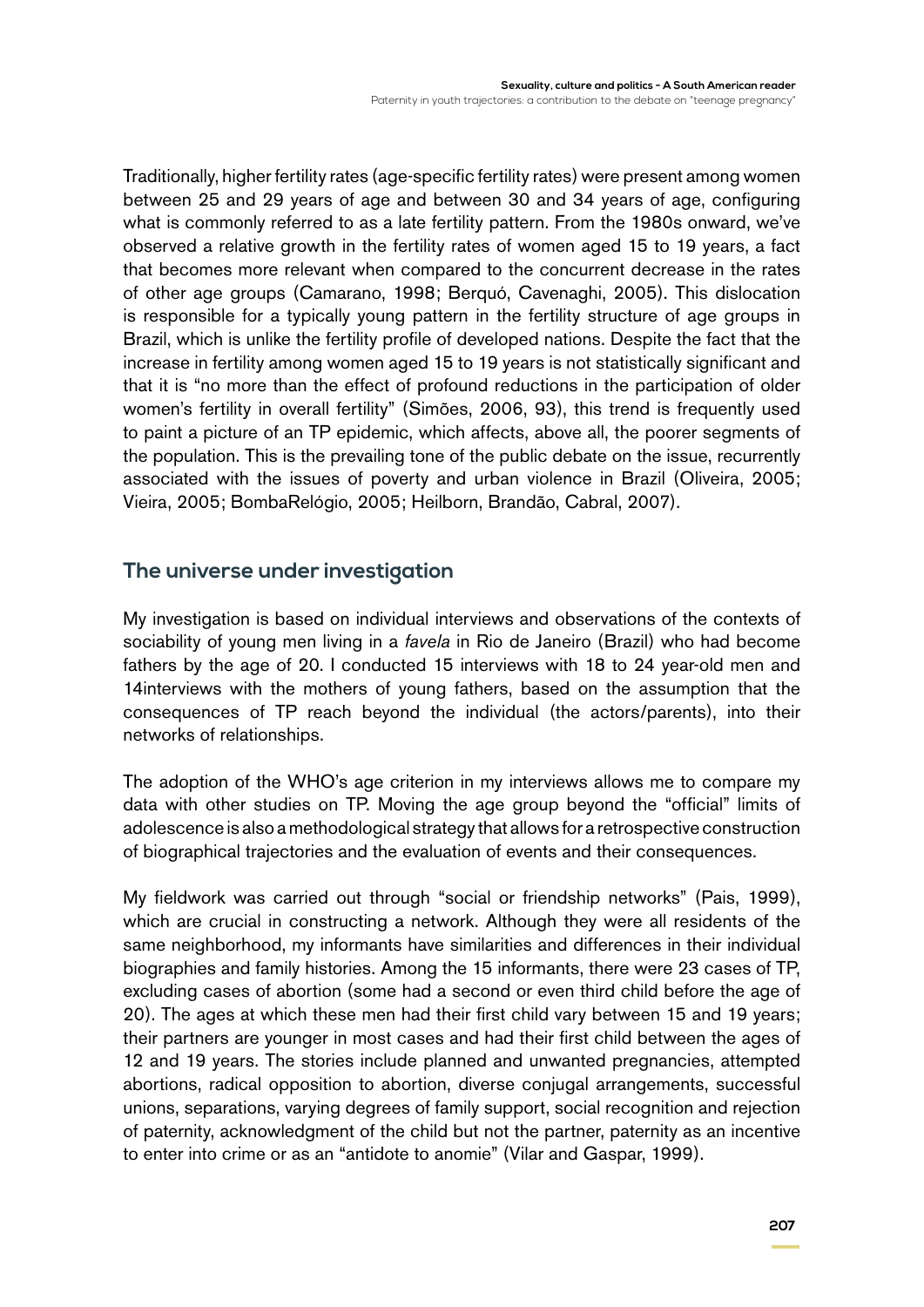Traditionally, higher fertility rates (age-specific fertility rates) were present among women between 25 and 29 years of age and between 30 and 34 years of age, configuring what is commonly referred to as a late fertility pattern. From the 1980s onward, we've observed a relative growth in the fertility rates of women aged 15 to 19 years, a fact that becomes more relevant when compared to the concurrent decrease in the rates of other age groups (Camarano, 1998; Berquó, Cavenaghi, 2005). This dislocation is responsible for a typically young pattern in the fertility structure of age groups in Brazil, which is unlike the fertility profile of developed nations. Despite the fact that the increase in fertility among women aged 15 to 19 years is not statistically significant and that it is "no more than the effect of profound reductions in the participation of older women's fertility in overall fertility" (Simões, 2006, 93), this trend is frequently used to paint a picture of an TP epidemic, which affects, above all, the poorer segments of the population. This is the prevailing tone of the public debate on the issue, recurrently associated with the issues of poverty and urban violence in Brazil (Oliveira, 2005; Vieira, 2005; BombaRelógio, 2005; Heilborn, Brandão, Cabral, 2007).

## The universe under investigation

My investigation is based on individual interviews and observations of the contexts of sociability of young men living in a *favela* in Rio de Janeiro (Brazil) who had become fathers by the age of 20. I conducted 15 interviews with 18 to 24 year-old men and 14interviews with the mothers of young fathers, based on the assumption that the consequences of TP reach beyond the individual (the actors/parents), into their networks of relationships.

The adoption of the WHO's age criterion in my interviews allows me to compare my data with other studies on TP. Moving the age group beyond the "official" limits of adolescence is also a methodological strategy that allows for a retrospective construction of biographical trajectories and the evaluation of events and their consequences.

My fieldwork was carried out through "social or friendship networks" (Pais, 1999), which are crucial in constructing a network. Although they were all residents of the same neighborhood, my informants have similarities and differences in their individual biographies and family histories. Among the 15 informants, there were 23 cases of TP, excluding cases of abortion (some had a second or even third child before the age of 20). The ages at which these men had their first child vary between 15 and 19 years; their partners are younger in most cases and had their first child between the ages of 12 and 19 years. The stories include planned and unwanted pregnancies, attempted abortions, radical opposition to abortion, diverse conjugal arrangements, successful unions, separations, varying degrees of family support, social recognition and rejection of paternity, acknowledgment of the child but not the partner, paternity as an incentive to enter into crime or as an "antidote to anomie" (Vilar and Gaspar, 1999).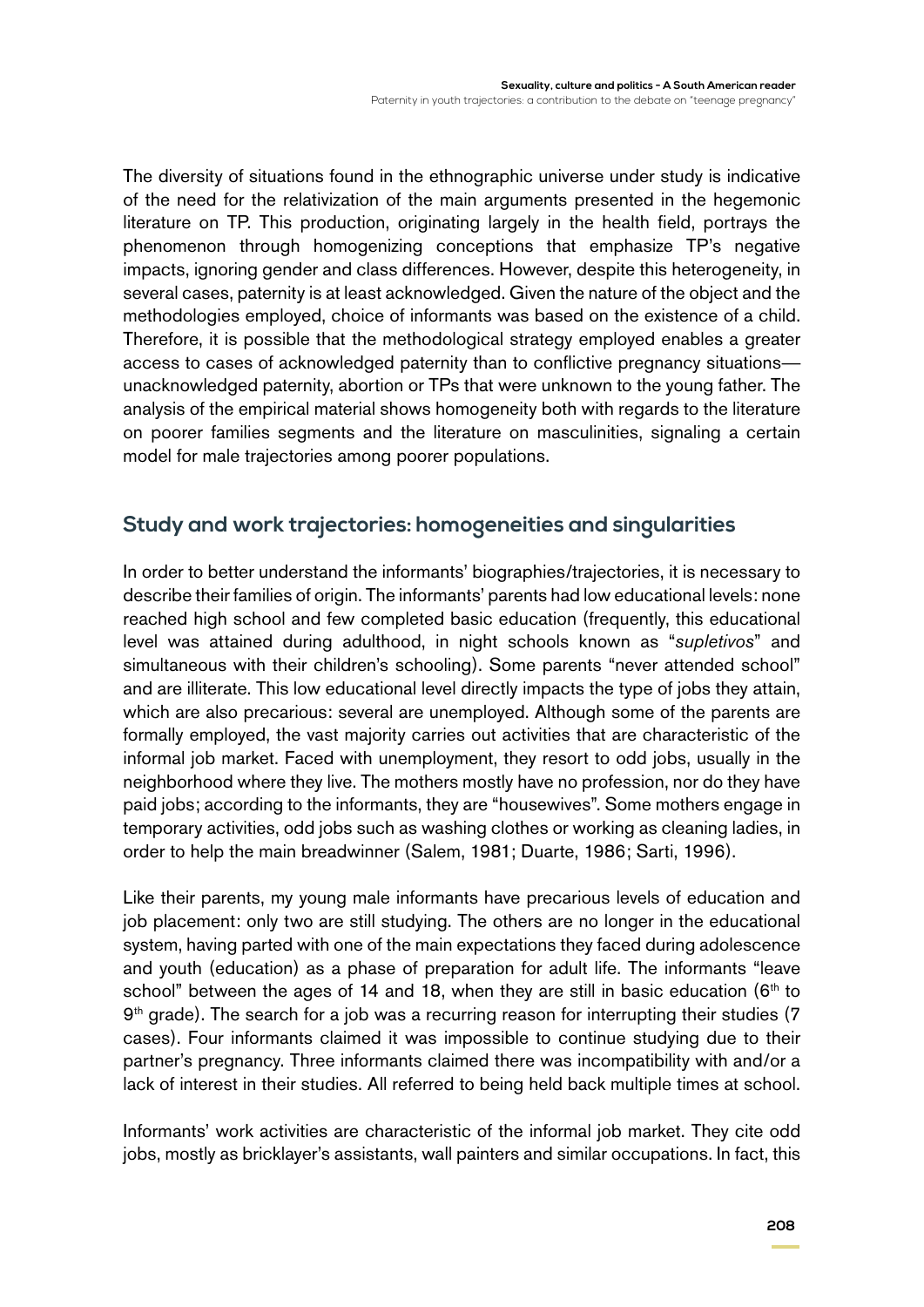The diversity of situations found in the ethnographic universe under study is indicative of the need for the relativization of the main arguments presented in the hegemonic literature on TP. This production, originating largely in the health field, portrays the phenomenon through homogenizing conceptions that emphasize TP's negative impacts, ignoring gender and class differences. However, despite this heterogeneity, in several cases, paternity is at least acknowledged. Given the nature of the object and the methodologies employed, choice of informants was based on the existence of a child. Therefore, it is possible that the methodological strategy employed enables a greater access to cases of acknowledged paternity than to conflictive pregnancy situations—unacknowledged paternity, abortion or TPs that were unknown to the young father. The analysis of the empirical material shows homogeneity both with regards to the literature on poorer families segments and the literature on masculinities, signaling a certain model for male trajectories among poorer populations.

## Study and work trajectories: homogeneities and singularities

In order to better understand the informants' biographies/trajectories, it is necessary to describe their families of origin. The informants' parents had low educational levels: none reached high school and few completed basic education (frequently, this educational level was attained during adulthood, in night schools known as "*supletivos*" and simultaneous with their children's schooling). Some parents "never attended school" and are illiterate. This low educational level directly impacts the type of jobs they attain, which are also precarious: several are unemployed. Although some of the parents are formally employed, the vast majority carries out activities that are characteristic of the informal job market. Faced with unemployment, they resort to odd jobs, usually in the neighborhood where they live. The mothers mostly have no profession, nor do they have paid jobs; according to the informants, they are "housewives". Some mothers engage in temporary activities, odd jobs such as washing clothes or working as cleaning ladies, in order to help the main breadwinner (Salem, 1981; Duarte, 1986; Sarti, 1996).

Like their parents, my young male informants have precarious levels of education and job placement: only two are still studying. The others are no longer in the educational system, having parted with one of the main expectations they faced during adolescence and youth (education) as a phase of preparation for adult life. The informants "leave school" between the ages of 14 and 18, when they are still in basic education (6th to 9th grade). The search for a job was a recurring reason for interrupting their studies (7 cases). Four informants claimed it was impossible to continue studying due to their partner's pregnancy. Three informants claimed there was incompatibility with and/or a lack of interest in their studies. All referred to being held back multiple times at school.

Informants' work activities are characteristic of the informal job market. They cite odd jobs, mostly as bricklayer's assistants, wall painters and similar occupations. In fact, this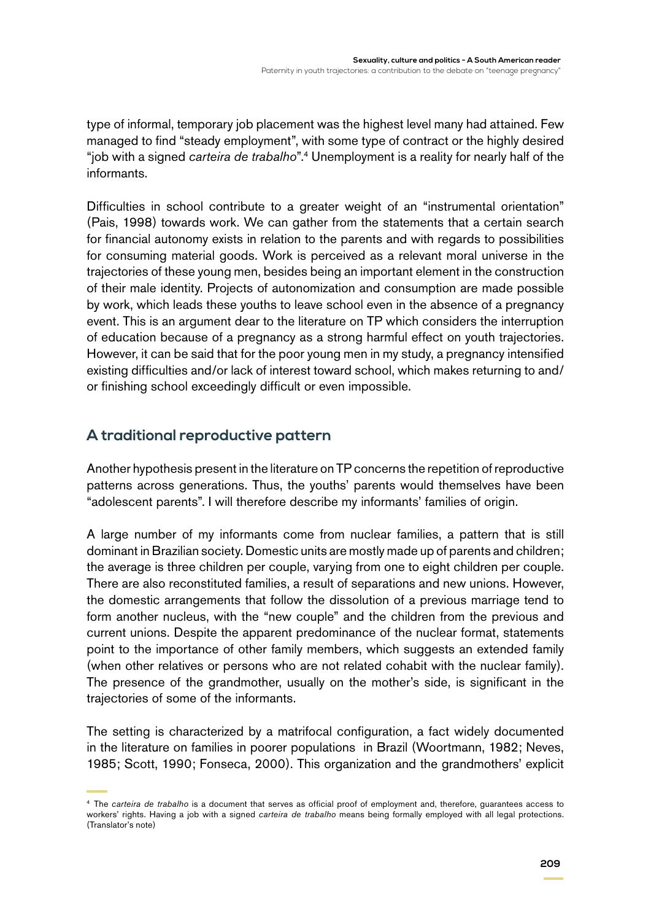type of informal, temporary job placement was the highest level many had attained. Few managed to find "steady employment", with some type of contract or the highly desired "job with a signed *carteira de trabalho*".[4] Unemployment is a reality for nearly half of the informants.

Difficulties in school contribute to a greater weight of an "instrumental orientation" (Pais, 1998) towards work. We can gather from the statements that a certain search for financial autonomy exists in relation to the parents and with regards to possibilities for consuming material goods. Work is perceived as a relevant moral universe in the trajectories of these young men, besides being an important element in the construction of their male identity. Projects of autonomization and consumption are made possible by work, which leads these youths to leave school even in the absence of a pregnancy event. This is an argument dear to the literature on TP which considers the interruption of education because of a pregnancy as a strong harmful effect on youth trajectories. However, it can be said that for the poor young men in my study, a pregnancy intensified existing difficulties and/or lack of interest toward school, which makes returning to and/or finishing school exceedingly difficult or even impossible.

## A traditional reproductive pattern

Another hypothesis present in the literature on TP concerns the repetition of reproductive patterns across generations. Thus, the youths' parents would themselves have been "adolescent parents". I will therefore describe my informants' families of origin.

A large number of my informants come from nuclear families, a pattern that is still dominant in Brazilian society. Domestic units are mostly made up of parents and children; the average is three children per couple, varying from one to eight children per couple. There are also reconstituted families, a result of separations and new unions. However, the domestic arrangements that follow the dissolution of a previous marriage tend to form another nucleus, with the "new couple" and the children from the previous and current unions. Despite the apparent predominance of the nuclear format, statements point to the importance of other family members, which suggests an extended family (when other relatives or persons who are not related cohabit with the nuclear family). The presence of the grandmother, usually on the mother's side, is significant in the trajectories of some of the informants.

The setting is characterized by a matrifocal configuration, a fact widely documented in the literature on families in poorer populations in Brazil (Woortmann, 1982; Neves, 1985; Scott, 1990; Fonseca, 2000). This organization and the grandmothers' explicit

[4] The *carteira de trabalho* is a document that serves as official proof of employment and, therefore, guarantees access to workers' rights. Having a job with a signed *carteira de trabalho* means being formally employed with all legal protections. (Translator's note)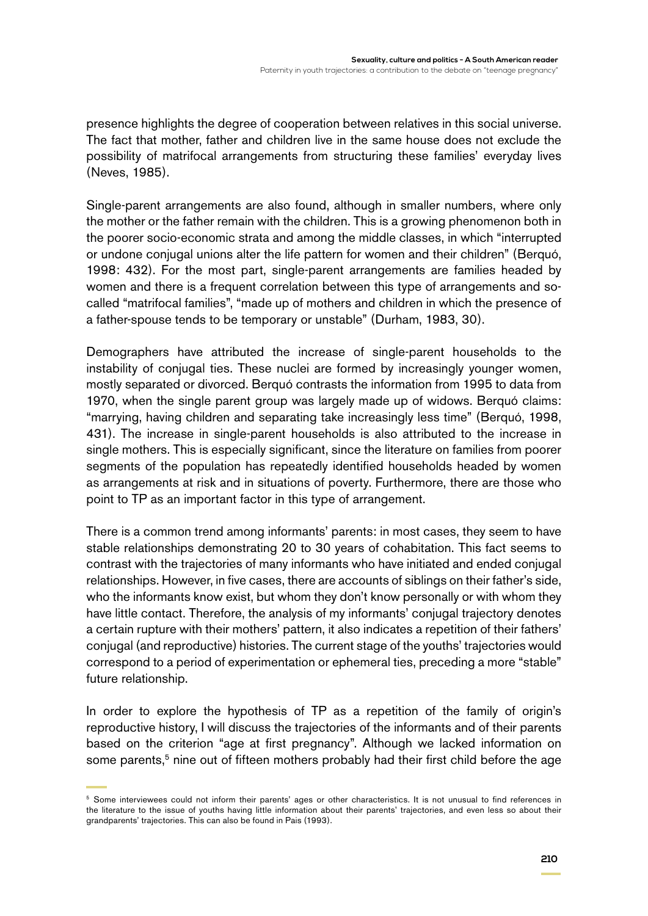presence highlights the degree of cooperation between relatives in this social universe. The fact that mother, father and children live in the same house does not exclude the possibility of matrifocal arrangements from structuring these families' everyday lives (Neves, 1985).

Single-parent arrangements are also found, although in smaller numbers, where only the mother or the father remain with the children. This is a growing phenomenon both in the poorer socio-economic strata and among the middle classes, in which "interrupted or undone conjugal unions alter the life pattern for women and their children" (Berquó, 1998: 432). For the most part, single-parent arrangements are families headed by women and there is a frequent correlation between this type of arrangements and so-called "matrifocal families", "made up of mothers and children in which the presence of a father-spouse tends to be temporary or unstable" (Durham, 1983, 30).

Demographers have attributed the increase of single-parent households to the instability of conjugal ties. These nuclei are formed by increasingly younger women, mostly separated or divorced. Berquó contrasts the information from 1995 to data from 1970, when the single parent group was largely made up of widows. Berquó claims: "marrying, having children and separating take increasingly less time" (Berquó, 1998, 431). The increase in single-parent households is also attributed to the increase in single mothers. This is especially significant, since the literature on families from poorer segments of the population has repeatedly identified households headed by women as arrangements at risk and in situations of poverty. Furthermore, there are those who point to TP as an important factor in this type of arrangement.

There is a common trend among informants' parents: in most cases, they seem to have stable relationships demonstrating 20 to 30 years of cohabitation. This fact seems to contrast with the trajectories of many informants who have initiated and ended conjugal relationships. However, in five cases, there are accounts of siblings on their father's side, who the informants know exist, but whom they don't know personally or with whom they have little contact. Therefore, the analysis of my informants' conjugal trajectory denotes a certain rupture with their mothers' pattern, it also indicates a repetition of their fathers' conjugal (and reproductive) histories. The current stage of the youths' trajectories would correspond to a period of experimentation or ephemeral ties, preceding a more "stable" future relationship.

In order to explore the hypothesis of TP as a repetition of the family of origin's reproductive history, I will discuss the trajectories of the informants and of their parents based on the criterion "age at first pregnancy". Although we lacked information on some parents,[5] nine out of fifteen mothers probably had their first child before the age

[5] Some interviewees could not inform their parents' ages or other characteristics. It is not unusual to find references in the literature to the issue of youths having little information about their parents' trajectories, and even less so about their grandparents' trajectories. This can also be found in Pais (1993).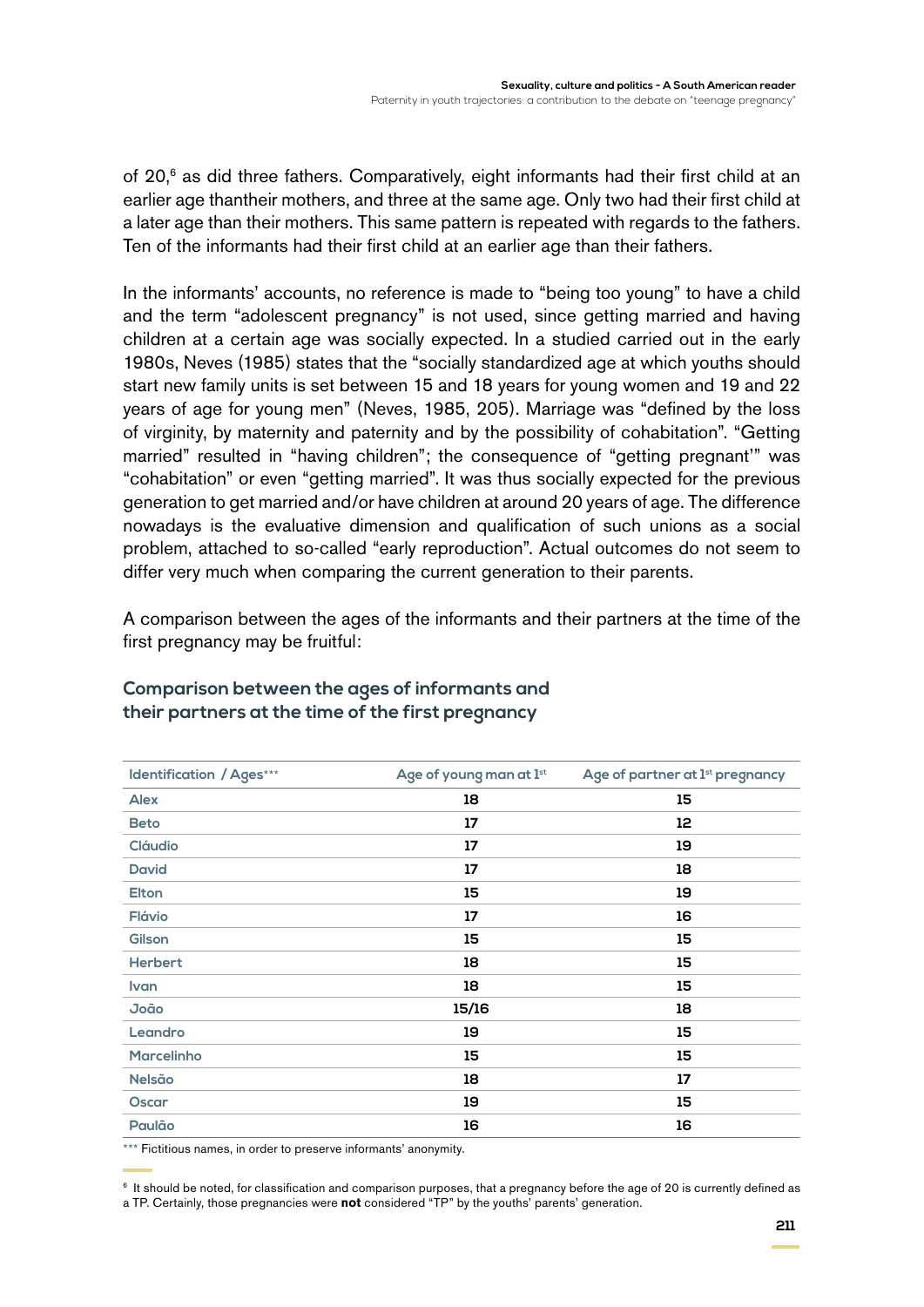of 20,[6] as did three fathers. Comparatively, eight informants had their first child at an earlier age thantheir mothers, and three at the same age. Only two had their first child at a later age than their mothers. This same pattern is repeated with regards to the fathers. Ten of the informants had their first child at an earlier age than their fathers.

In the informants' accounts, no reference is made to "being too young" to have a child and the term "adolescent pregnancy" is not used, since getting married and having children at a certain age was socially expected. In a studied carried out in the early 1980s, Neves (1985) states that the "socially standardized age at which youths should start new family units is set between 15 and 18 years for young women and 19 and 22 years of age for young men" (Neves, 1985, 205). Marriage was "defined by the loss of virginity, by maternity and paternity and by the possibility of cohabitation". "Getting married" resulted in "having children"; the consequence of "getting pregnant'" was "cohabitation" or even "getting married". It was thus socially expected for the previous generation to get married and/or have children at around 20 years of age. The difference nowadays is the evaluative dimension and qualification of such unions as a social problem, attached to so-called "early reproduction". Actual outcomes do not seem to differ very much when comparing the current generation to their parents.

A comparison between the ages of the informants and their partners at the time of the first pregnancy may be fruitful:

### Comparison between the ages of informants and their partners at the time of the first pregnancy

| Identification / Ages*** | Age of young man at 1st | Age of partner at 1st pregnancy |
|---|---|---|
| Alex | 18 | 15 |
| Beto | 17 | 12 |
| Cláudio | 17 | 19 |
| David | 17 | 18 |
| Elton | 15 | 19 |
| Flávio | 17 | 16 |
| Gilson | 15 | 15 |
| Herbert | 18 | 15 |
| Ivan | 18 | 15 |
| João | 15/16 | 18 |
| Leandro | 19 | 15 |
| Marcelinho | 15 | 15 |
| Nelsão | 18 | 17 |
| Oscar | 19 | 15 |
| Paulão | 16 | 16 |

*** Fictitious names, in order to preserve informants' anonymity.

[6] It should be noted, for classification and comparison purposes, that a pregnancy before the age of 20 is currently defined as a TP. Certainly, those pregnancies were **not** considered "TP" by the youths' parents' generation.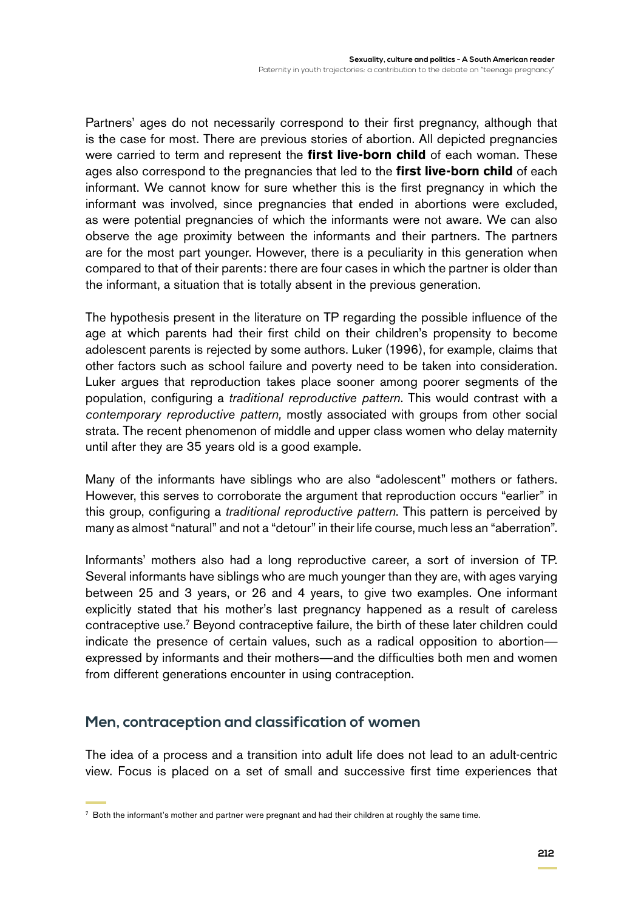Partners' ages do not necessarily correspond to their first pregnancy, although that is the case for most. There are previous stories of abortion. All depicted pregnancies were carried to term and represent the **first live-born child** of each woman. These ages also correspond to the pregnancies that led to the **first live-born child** of each informant. We cannot know for sure whether this is the first pregnancy in which the informant was involved, since pregnancies that ended in abortions were excluded, as were potential pregnancies of which the informants were not aware. We can also observe the age proximity between the informants and their partners. The partners are for the most part younger. However, there is a peculiarity in this generation when compared to that of their parents: there are four cases in which the partner is older than the informant, a situation that is totally absent in the previous generation.

The hypothesis present in the literature on TP regarding the possible influence of the age at which parents had their first child on their children's propensity to become adolescent parents is rejected by some authors. Luker (1996), for example, claims that other factors such as school failure and poverty need to be taken into consideration. Luker argues that reproduction takes place sooner among poorer segments of the population, configuring a *traditional reproductive pattern*. This would contrast with a *contemporary reproductive pattern,* mostly associated with groups from other social strata. The recent phenomenon of middle and upper class women who delay maternity until after they are 35 years old is a good example.

Many of the informants have siblings who are also "adolescent" mothers or fathers. However, this serves to corroborate the argument that reproduction occurs "earlier" in this group, configuring a *traditional reproductive pattern*. This pattern is perceived by many as almost "natural" and not a "detour" in their life course, much less an "aberration".

Informants' mothers also had a long reproductive career, a sort of inversion of TP. Several informants have siblings who are much younger than they are, with ages varying between 25 and 3 years, or 26 and 4 years, to give two examples. One informant explicitly stated that his mother's last pregnancy happened as a result of careless contraceptive use.[7] Beyond contraceptive failure, the birth of these later children could indicate the presence of certain values, such as a radical opposition to abortion—expressed by informants and their mothers—and the difficulties both men and women from different generations encounter in using contraception.

## Men, contraception and classification of women

The idea of a process and a transition into adult life does not lead to an adult-centric view. Focus is placed on a set of small and successive first time experiences that

[7] Both the informant's mother and partner were pregnant and had their children at roughly the same time.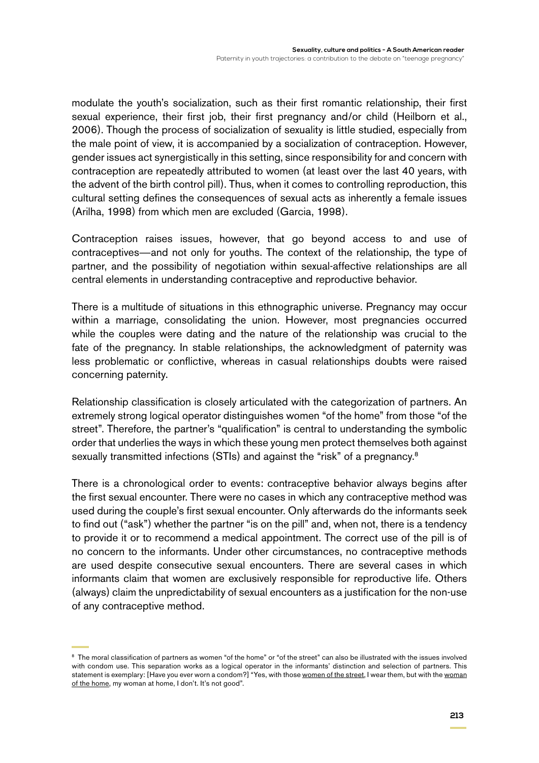modulate the youth's socialization, such as their first romantic relationship, their first sexual experience, their first job, their first pregnancy and/or child (Heilborn et al., 2006). Though the process of socialization of sexuality is little studied, especially from the male point of view, it is accompanied by a socialization of contraception. However, gender issues act synergistically in this setting, since responsibility for and concern with contraception are repeatedly attributed to women (at least over the last 40 years, with the advent of the birth control pill). Thus, when it comes to controlling reproduction, this cultural setting defines the consequences of sexual acts as inherently a female issues (Arilha, 1998) from which men are excluded (Garcia, 1998).

Contraception raises issues, however, that go beyond access to and use of contraceptives—and not only for youths. The context of the relationship, the type of partner, and the possibility of negotiation within sexual-affective relationships are all central elements in understanding contraceptive and reproductive behavior.

There is a multitude of situations in this ethnographic universe. Pregnancy may occur within a marriage, consolidating the union. However, most pregnancies occurred while the couples were dating and the nature of the relationship was crucial to the fate of the pregnancy. In stable relationships, the acknowledgment of paternity was less problematic or conflictive, whereas in casual relationships doubts were raised concerning paternity.

Relationship classification is closely articulated with the categorization of partners. An extremely strong logical operator distinguishes women "of the home" from those "of the street". Therefore, the partner's "qualification" is central to understanding the symbolic order that underlies the ways in which these young men protect themselves both against sexually transmitted infections (STIs) and against the "risk" of a pregnancy.[8]

There is a chronological order to events: contraceptive behavior always begins after the first sexual encounter. There were no cases in which any contraceptive method was used during the couple's first sexual encounter. Only afterwards do the informants seek to find out ("ask") whether the partner "is on the pill" and, when not, there is a tendency to provide it or to recommend a medical appointment. The correct use of the pill is of no concern to the informants. Under other circumstances, no contraceptive methods are used despite consecutive sexual encounters. There are several cases in which informants claim that women are exclusively responsible for reproductive life. Others (always) claim the unpredictability of sexual encounters as a justification for the non-use of any contraceptive method.

---

[8] The moral classification of partners as women "of the home" or "of the street" can also be illustrated with the issues involved with condom use. This separation works as a logical operator in the informants' distinction and selection of partners. This statement is exemplary: [Have you ever worn a condom?] "Yes, with those <u>women of the street</u>, I wear them, but with the <u>woman of the home</u>, my woman at home, I don't. It's not good".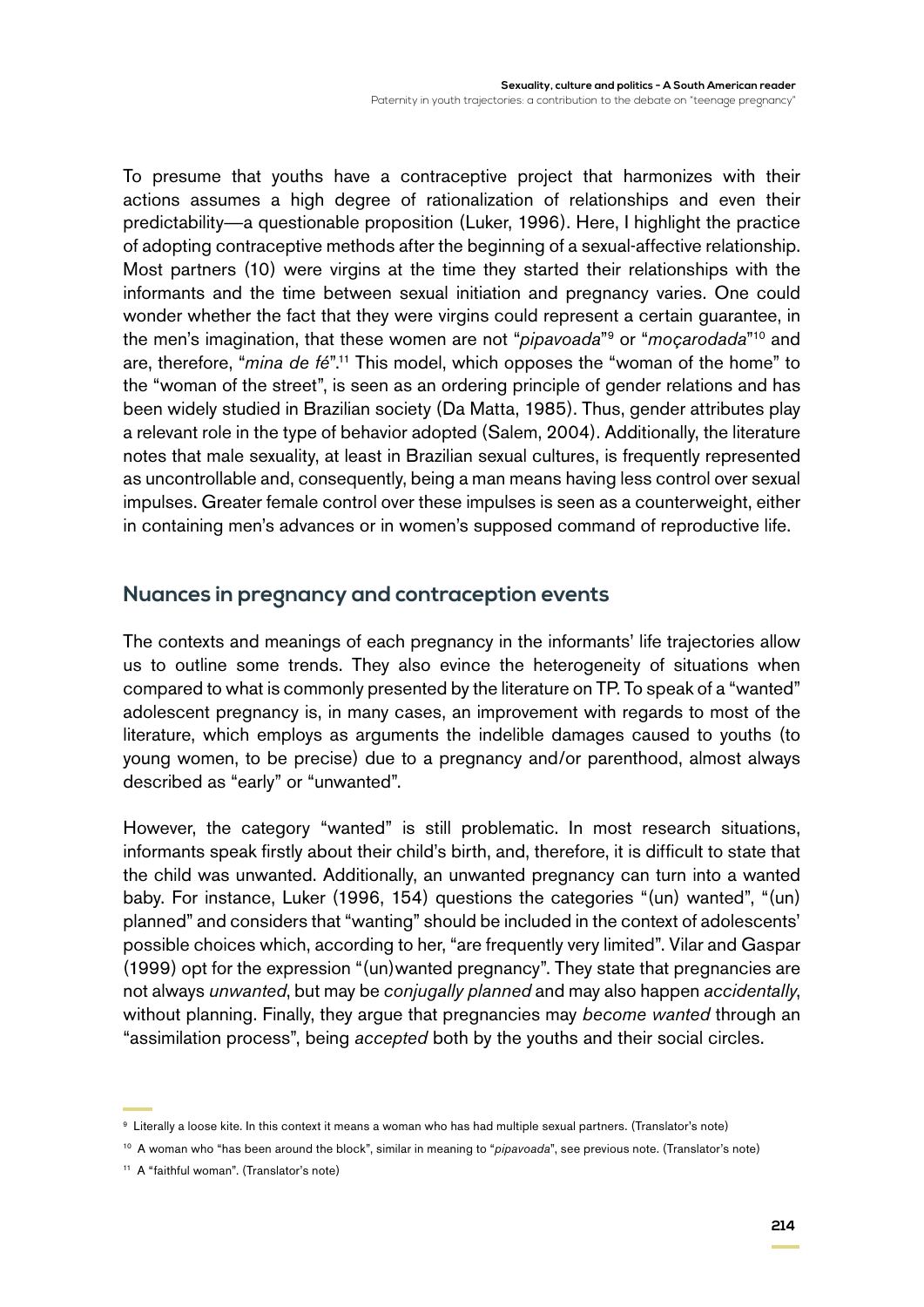To presume that youths have a contraceptive project that harmonizes with their actions assumes a high degree of rationalization of relationships and even their predictability—a questionable proposition (Luker, 1996). Here, I highlight the practice of adopting contraceptive methods after the beginning of a sexual-affective relationship. Most partners (10) were virgins at the time they started their relationships with the informants and the time between sexual initiation and pregnancy varies. One could wonder whether the fact that they were virgins could represent a certain guarantee, in the men's imagination, that these women are not "*pipavoada*"[9] or "*moçarodada*"[10] and are, therefore, "*mina de fé*".[11] This model, which opposes the "woman of the home" to the "woman of the street", is seen as an ordering principle of gender relations and has been widely studied in Brazilian society (Da Matta, 1985). Thus, gender attributes play a relevant role in the type of behavior adopted (Salem, 2004). Additionally, the literature notes that male sexuality, at least in Brazilian sexual cultures, is frequently represented as uncontrollable and, consequently, being a man means having less control over sexual impulses. Greater female control over these impulses is seen as a counterweight, either in containing men's advances or in women's supposed command of reproductive life.

## Nuances in pregnancy and contraception events

The contexts and meanings of each pregnancy in the informants' life trajectories allow us to outline some trends. They also evince the heterogeneity of situations when compared to what is commonly presented by the literature on TP. To speak of a "wanted" adolescent pregnancy is, in many cases, an improvement with regards to most of the literature, which employs as arguments the indelible damages caused to youths (to young women, to be precise) due to a pregnancy and/or parenthood, almost always described as "early" or "unwanted".

However, the category "wanted" is still problematic. In most research situations, informants speak firstly about their child's birth, and, therefore, it is difficult to state that the child was unwanted. Additionally, an unwanted pregnancy can turn into a wanted baby. For instance, Luker (1996, 154) questions the categories "(un) wanted", "(un) planned" and considers that "wanting" should be included in the context of adolescents' possible choices which, according to her, "are frequently very limited". Vilar and Gaspar (1999) opt for the expression "(un)wanted pregnancy". They state that pregnancies are not always *unwanted*, but may be *conjugally planned* and may also happen *accidentally*, without planning. Finally, they argue that pregnancies may *become wanted* through an "assimilation process", being *accepted* both by the youths and their social circles.

[9] Literally a loose kite. In this context it means a woman who has had multiple sexual partners. (Translator's note)

[10] A woman who "has been around the block", similar in meaning to "*pipavoada*", see previous note. (Translator's note)

[11] A "faithful woman". (Translator's note)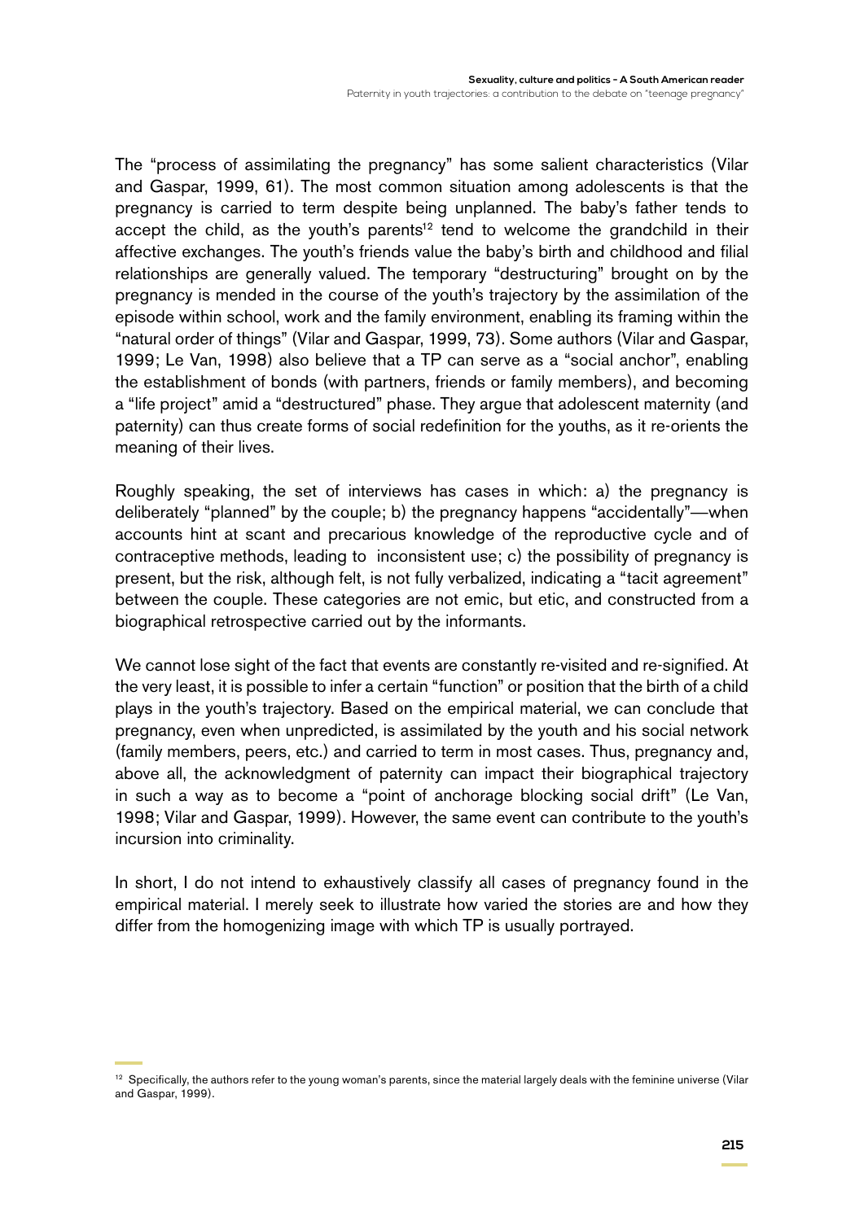The "process of assimilating the pregnancy" has some salient characteristics (Vilar and Gaspar, 1999, 61). The most common situation among adolescents is that the pregnancy is carried to term despite being unplanned. The baby's father tends to accept the child, as the youth's parents[12] tend to welcome the grandchild in their affective exchanges. The youth's friends value the baby's birth and childhood and filial relationships are generally valued. The temporary "destructuring" brought on by the pregnancy is mended in the course of the youth's trajectory by the assimilation of the episode within school, work and the family environment, enabling its framing within the "natural order of things" (Vilar and Gaspar, 1999, 73). Some authors (Vilar and Gaspar, 1999; Le Van, 1998) also believe that a TP can serve as a "social anchor", enabling the establishment of bonds (with partners, friends or family members), and becoming a "life project" amid a "destructured" phase. They argue that adolescent maternity (and paternity) can thus create forms of social redefinition for the youths, as it re-orients the meaning of their lives.

Roughly speaking, the set of interviews has cases in which: a) the pregnancy is deliberately "planned" by the couple; b) the pregnancy happens "accidentally"—when accounts hint at scant and precarious knowledge of the reproductive cycle and of contraceptive methods, leading to inconsistent use; c) the possibility of pregnancy is present, but the risk, although felt, is not fully verbalized, indicating a "tacit agreement" between the couple. These categories are not emic, but etic, and constructed from a biographical retrospective carried out by the informants.

We cannot lose sight of the fact that events are constantly re-visited and re-signified. At the very least, it is possible to infer a certain "function" or position that the birth of a child plays in the youth's trajectory. Based on the empirical material, we can conclude that pregnancy, even when unpredicted, is assimilated by the youth and his social network (family members, peers, etc.) and carried to term in most cases. Thus, pregnancy and, above all, the acknowledgment of paternity can impact their biographical trajectory in such a way as to become a "point of anchorage blocking social drift" (Le Van, 1998; Vilar and Gaspar, 1999). However, the same event can contribute to the youth's incursion into criminality.

In short, I do not intend to exhaustively classify all cases of pregnancy found in the empirical material. I merely seek to illustrate how varied the stories are and how they differ from the homogenizing image with which TP is usually portrayed.

[12] Specifically, the authors refer to the young woman's parents, since the material largely deals with the feminine universe (Vilar and Gaspar, 1999).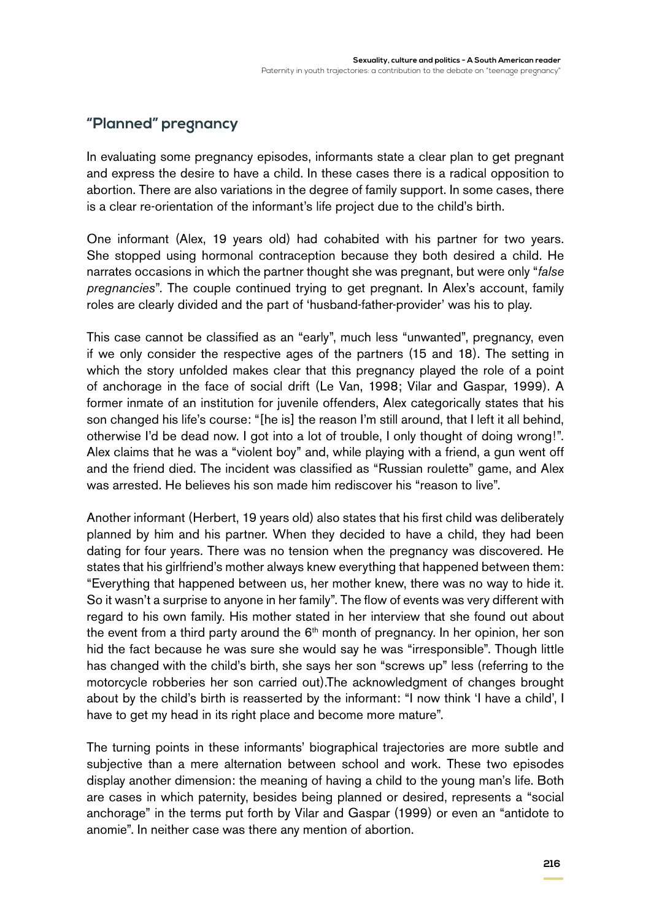## "Planned" pregnancy

In evaluating some pregnancy episodes, informants state a clear plan to get pregnant and express the desire to have a child. In these cases there is a radical opposition to abortion. There are also variations in the degree of family support. In some cases, there is a clear re-orientation of the informant's life project due to the child's birth.

One informant (Alex, 19 years old) had cohabited with his partner for two years. She stopped using hormonal contraception because they both desired a child. He narrates occasions in which the partner thought she was pregnant, but were only "*false pregnancies*". The couple continued trying to get pregnant. In Alex's account, family roles are clearly divided and the part of 'husband-father-provider' was his to play.

This case cannot be classified as an "early", much less "unwanted", pregnancy, even if we only consider the respective ages of the partners (15 and 18). The setting in which the story unfolded makes clear that this pregnancy played the role of a point of anchorage in the face of social drift (Le Van, 1998; Vilar and Gaspar, 1999). A former inmate of an institution for juvenile offenders, Alex categorically states that his son changed his life's course: "[he is] the reason I'm still around, that I left it all behind, otherwise I'd be dead now. I got into a lot of trouble, I only thought of doing wrong!". Alex claims that he was a "violent boy" and, while playing with a friend, a gun went off and the friend died. The incident was classified as "Russian roulette" game, and Alex was arrested. He believes his son made him rediscover his "reason to live".

Another informant (Herbert, 19 years old) also states that his first child was deliberately planned by him and his partner. When they decided to have a child, they had been dating for four years. There was no tension when the pregnancy was discovered. He states that his girlfriend's mother always knew everything that happened between them: "Everything that happened between us, her mother knew, there was no way to hide it. So it wasn't a surprise to anyone in her family". The flow of events was very different with regard to his own family. His mother stated in her interview that she found out about the event from a third party around the 6th month of pregnancy. In her opinion, her son hid the fact because he was sure she would say he was "irresponsible". Though little has changed with the child's birth, she says her son "screws up" less (referring to the motorcycle robberies her son carried out).The acknowledgment of changes brought about by the child's birth is reasserted by the informant: "I now think 'I have a child', I have to get my head in its right place and become more mature".

The turning points in these informants' biographical trajectories are more subtle and subjective than a mere alternation between school and work. These two episodes display another dimension: the meaning of having a child to the young man's life. Both are cases in which paternity, besides being planned or desired, represents a "social anchorage" in the terms put forth by Vilar and Gaspar (1999) or even an "antidote to anomie". In neither case was there any mention of abortion.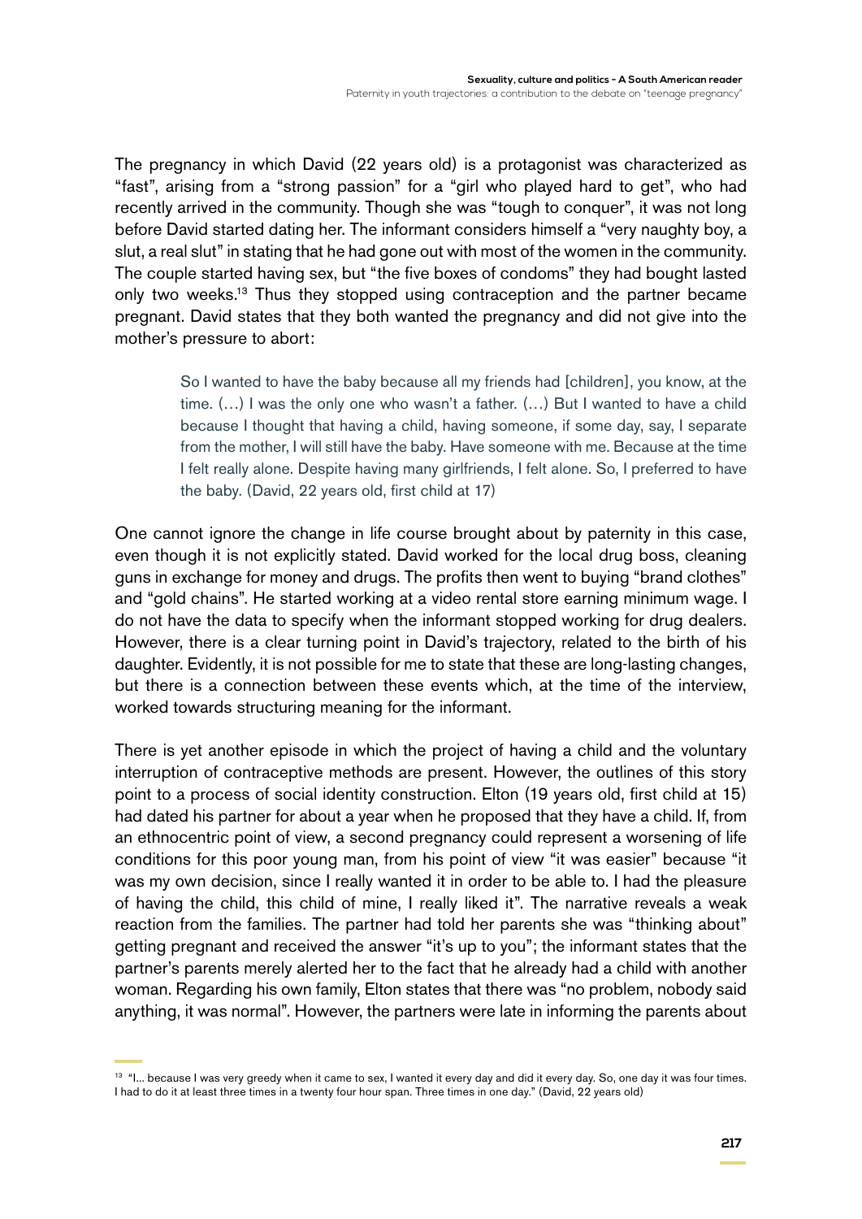The pregnancy in which David (22 years old) is a protagonist was characterized as "fast", arising from a "strong passion" for a "girl who played hard to get", who had recently arrived in the community. Though she was "tough to conquer", it was not long before David started dating her. The informant considers himself a "very naughty boy, a slut, a real slut" in stating that he had gone out with most of the women in the community. The couple started having sex, but "the five boxes of condoms" they had bought lasted only two weeks.[13] Thus they stopped using contraception and the partner became pregnant. David states that they both wanted the pregnancy and did not give into the mother's pressure to abort:

> So I wanted to have the baby because all my friends had [children], you know, at the time. (…) I was the only one who wasn't a father. (…) But I wanted to have a child because I thought that having a child, having someone, if some day, say, I separate from the mother, I will still have the baby. Have someone with me. Because at the time I felt really alone. Despite having many girlfriends, I felt alone. So, I preferred to have the baby. (David, 22 years old, first child at 17)

One cannot ignore the change in life course brought about by paternity in this case, even though it is not explicitly stated. David worked for the local drug boss, cleaning guns in exchange for money and drugs. The profits then went to buying "brand clothes" and "gold chains". He started working at a video rental store earning minimum wage. I do not have the data to specify when the informant stopped working for drug dealers. However, there is a clear turning point in David's trajectory, related to the birth of his daughter. Evidently, it is not possible for me to state that these are long-lasting changes, but there is a connection between these events which, at the time of the interview, worked towards structuring meaning for the informant.

There is yet another episode in which the project of having a child and the voluntary interruption of contraceptive methods are present. However, the outlines of this story point to a process of social identity construction. Elton (19 years old, first child at 15) had dated his partner for about a year when he proposed that they have a child. If, from an ethnocentric point of view, a second pregnancy could represent a worsening of life conditions for this poor young man, from his point of view "it was easier" because "it was my own decision, since I really wanted it in order to be able to. I had the pleasure of having the child, this child of mine, I really liked it". The narrative reveals a weak reaction from the families. The partner had told her parents she was "thinking about" getting pregnant and received the answer "it's up to you"; the informant states that the partner's parents merely alerted her to the fact that he already had a child with another woman. Regarding his own family, Elton states that there was "no problem, nobody said anything, it was normal". However, the partners were late in informing the parents about

---

[13] "I… because I was very greedy when it came to sex, I wanted it every day and did it every day. So, one day it was four times. I had to do it at least three times in a twenty four hour span. Three times in one day." (David, 22 years old)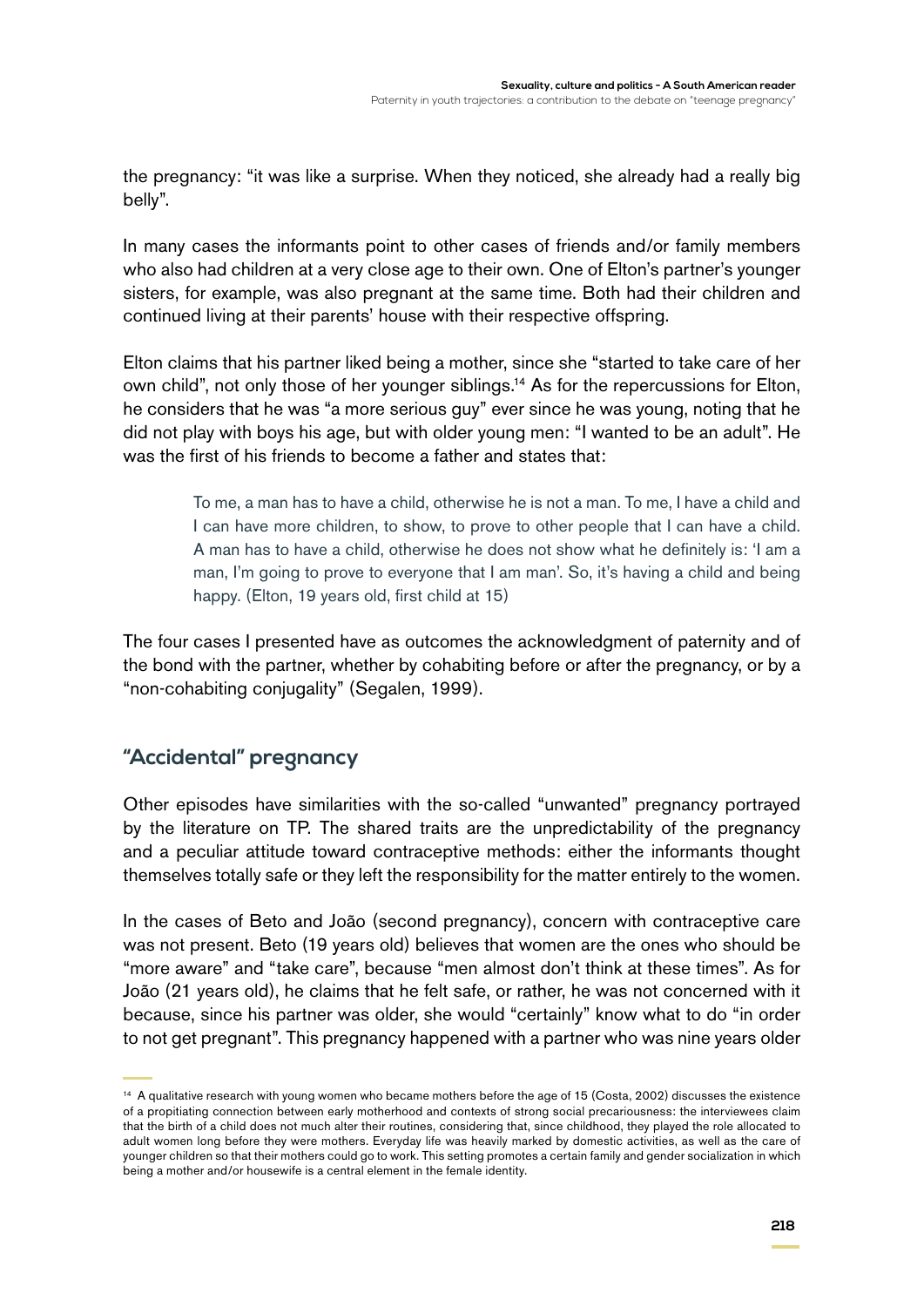the pregnancy: "it was like a surprise. When they noticed, she already had a really big belly".

In many cases the informants point to other cases of friends and/or family members who also had children at a very close age to their own. One of Elton's partner's younger sisters, for example, was also pregnant at the same time. Both had their children and continued living at their parents' house with their respective offspring.

Elton claims that his partner liked being a mother, since she "started to take care of her own child", not only those of her younger siblings.[14] As for the repercussions for Elton, he considers that he was "a more serious guy" ever since he was young, noting that he did not play with boys his age, but with older young men: "I wanted to be an adult". He was the first of his friends to become a father and states that:

> To me, a man has to have a child, otherwise he is not a man. To me, I have a child and I can have more children, to show, to prove to other people that I can have a child. A man has to have a child, otherwise he does not show what he definitely is: 'I am a man, I'm going to prove to everyone that I am man'. So, it's having a child and being happy. (Elton, 19 years old, first child at 15)

The four cases I presented have as outcomes the acknowledgment of paternity and of the bond with the partner, whether by cohabiting before or after the pregnancy, or by a "non-cohabiting conjugality" (Segalen, 1999).

## "Accidental" pregnancy

Other episodes have similarities with the so-called "unwanted" pregnancy portrayed by the literature on TP. The shared traits are the unpredictability of the pregnancy and a peculiar attitude toward contraceptive methods: either the informants thought themselves totally safe or they left the responsibility for the matter entirely to the women.

In the cases of Beto and João (second pregnancy), concern with contraceptive care was not present. Beto (19 years old) believes that women are the ones who should be "more aware" and "take care", because "men almost don't think at these times". As for João (21 years old), he claims that he felt safe, or rather, he was not concerned with it because, since his partner was older, she would "certainly" know what to do "in order to not get pregnant". This pregnancy happened with a partner who was nine years older

[14] A qualitative research with young women who became mothers before the age of 15 (Costa, 2002) discusses the existence of a propitiating connection between early motherhood and contexts of strong social precariousness: the interviewees claim that the birth of a child does not much alter their routines, considering that, since childhood, they played the role allocated to adult women long before they were mothers. Everyday life was heavily marked by domestic activities, as well as the care of younger children so that their mothers could go to work. This setting promotes a certain family and gender socialization in which being a mother and/or housewife is a central element in the female identity.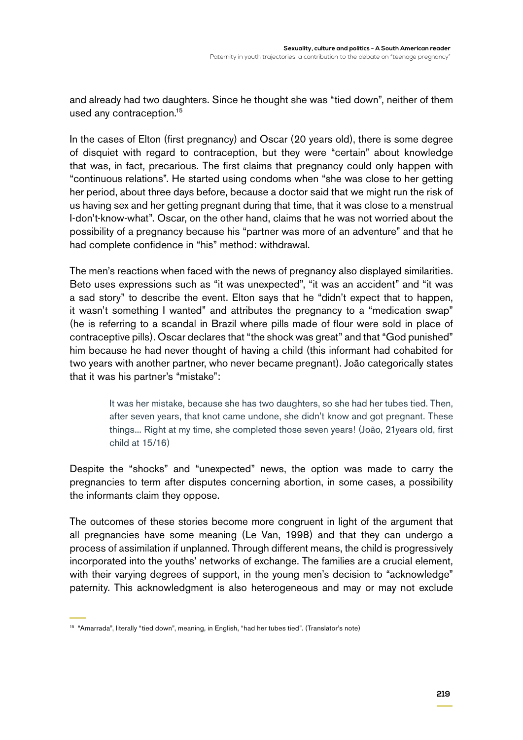and already had two daughters. Since he thought she was "tied down", neither of them used any contraception.[15]

In the cases of Elton (first pregnancy) and Oscar (20 years old), there is some degree of disquiet with regard to contraception, but they were "certain" about knowledge that was, in fact, precarious. The first claims that pregnancy could only happen with "continuous relations". He started using condoms when "she was close to her getting her period, about three days before, because a doctor said that we might run the risk of us having sex and her getting pregnant during that time, that it was close to a menstrual I-don't-know-what". Oscar, on the other hand, claims that he was not worried about the possibility of a pregnancy because his "partner was more of an adventure" and that he had complete confidence in "his" method: withdrawal.

The men's reactions when faced with the news of pregnancy also displayed similarities. Beto uses expressions such as "it was unexpected", "it was an accident" and "it was a sad story" to describe the event. Elton says that he "didn't expect that to happen, it wasn't something I wanted" and attributes the pregnancy to a "medication swap" (he is referring to a scandal in Brazil where pills made of flour were sold in place of contraceptive pills). Oscar declares that "the shock was great" and that "God punished" him because he had never thought of having a child (this informant had cohabited for two years with another partner, who never became pregnant). João categorically states that it was his partner's "mistake":

> It was her mistake, because she has two daughters, so she had her tubes tied. Then, after seven years, that knot came undone, she didn't know and got pregnant. These things... Right at my time, she completed those seven years! (João, 21years old, first child at 15/16)

Despite the "shocks" and "unexpected" news, the option was made to carry the pregnancies to term after disputes concerning abortion, in some cases, a possibility the informants claim they oppose.

The outcomes of these stories become more congruent in light of the argument that all pregnancies have some meaning (Le Van, 1998) and that they can undergo a process of assimilation if unplanned. Through different means, the child is progressively incorporated into the youths' networks of exchange. The families are a crucial element, with their varying degrees of support, in the young men's decision to "acknowledge" paternity. This acknowledgment is also heterogeneous and may or may not exclude

---

[15] "Amarrada", literally "tied down", meaning, in English, "had her tubes tied". (Translator's note)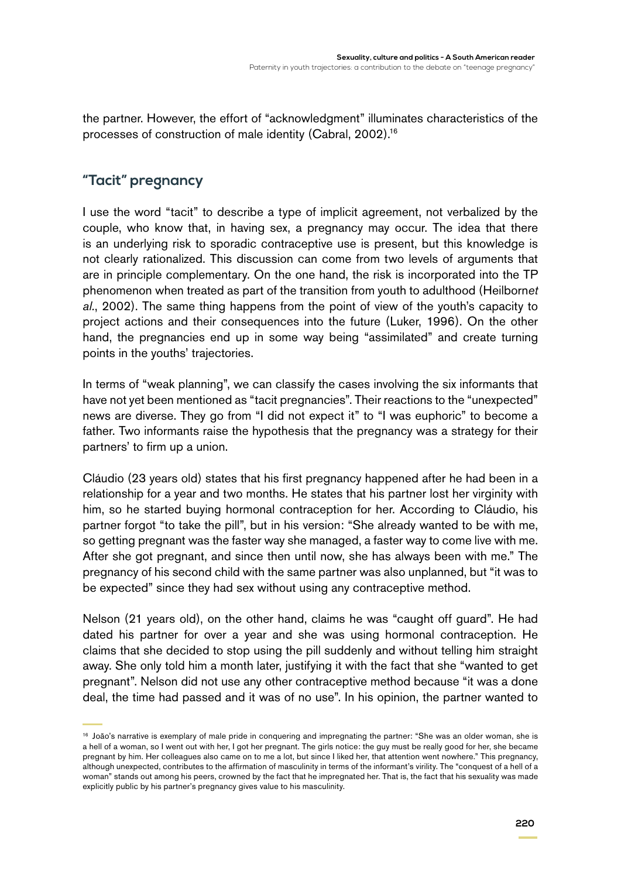the partner. However, the effort of "acknowledgment" illuminates characteristics of the processes of construction of male identity (Cabral, 2002).[16]

## "Tacit" pregnancy

I use the word "tacit" to describe a type of implicit agreement, not verbalized by the couple, who know that, in having sex, a pregnancy may occur. The idea that there is an underlying risk to sporadic contraceptive use is present, but this knowledge is not clearly rationalized. This discussion can come from two levels of arguments that are in principle complementary. On the one hand, the risk is incorporated into the TP phenomenon when treated as part of the transition from youth to adulthood (Heilborn*et al*., 2002). The same thing happens from the point of view of the youth's capacity to project actions and their consequences into the future (Luker, 1996). On the other hand, the pregnancies end up in some way being "assimilated" and create turning points in the youths' trajectories.

In terms of "weak planning", we can classify the cases involving the six informants that have not yet been mentioned as "tacit pregnancies". Their reactions to the "unexpected" news are diverse. They go from "I did not expect it" to "I was euphoric" to become a father. Two informants raise the hypothesis that the pregnancy was a strategy for their partners' to firm up a union.

Cláudio (23 years old) states that his first pregnancy happened after he had been in a relationship for a year and two months. He states that his partner lost her virginity with him, so he started buying hormonal contraception for her. According to Cláudio, his partner forgot "to take the pill", but in his version: "She already wanted to be with me, so getting pregnant was the faster way she managed, a faster way to come live with me. After she got pregnant, and since then until now, she has always been with me." The pregnancy of his second child with the same partner was also unplanned, but "it was to be expected" since they had sex without using any contraceptive method.

Nelson (21 years old), on the other hand, claims he was "caught off guard". He had dated his partner for over a year and she was using hormonal contraception. He claims that she decided to stop using the pill suddenly and without telling him straight away. She only told him a month later, justifying it with the fact that she "wanted to get pregnant". Nelson did not use any other contraceptive method because "it was a done deal, the time had passed and it was of no use". In his opinion, the partner wanted to

---

[16] João's narrative is exemplary of male pride in conquering and impregnating the partner: "She was an older woman, she is a hell of a woman, so I went out with her, I got her pregnant. The girls notice: the guy must be really good for her, she became pregnant by him. Her colleagues also came on to me a lot, but since I liked her, that attention went nowhere." This pregnancy, although unexpected, contributes to the affirmation of masculinity in terms of the informant's virility. The "conquest of a hell of a woman" stands out among his peers, crowned by the fact that he impregnated her. That is, the fact that his sexuality was made explicitly public by his partner's pregnancy gives value to his masculinity.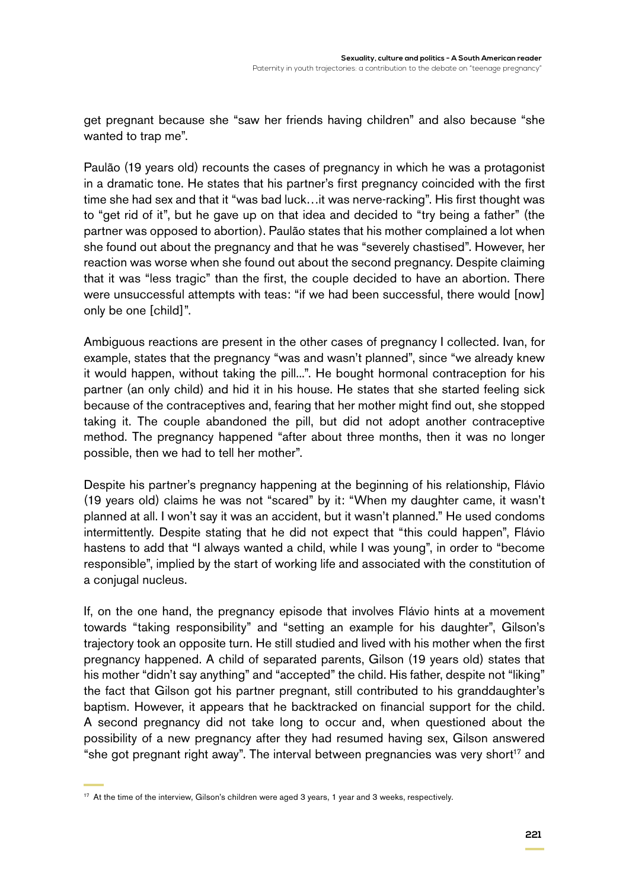get pregnant because she "saw her friends having children" and also because "she wanted to trap me".

Paulão (19 years old) recounts the cases of pregnancy in which he was a protagonist in a dramatic tone. He states that his partner's first pregnancy coincided with the first time she had sex and that it "was bad luck…it was nerve-racking". His first thought was to "get rid of it", but he gave up on that idea and decided to "try being a father" (the partner was opposed to abortion). Paulão states that his mother complained a lot when she found out about the pregnancy and that he was "severely chastised". However, her reaction was worse when she found out about the second pregnancy. Despite claiming that it was "less tragic" than the first, the couple decided to have an abortion. There were unsuccessful attempts with teas: "if we had been successful, there would [now] only be one [child]".

Ambiguous reactions are present in the other cases of pregnancy I collected. Ivan, for example, states that the pregnancy "was and wasn't planned", since "we already knew it would happen, without taking the pill...". He bought hormonal contraception for his partner (an only child) and hid it in his house. He states that she started feeling sick because of the contraceptives and, fearing that her mother might find out, she stopped taking it. The couple abandoned the pill, but did not adopt another contraceptive method. The pregnancy happened "after about three months, then it was no longer possible, then we had to tell her mother".

Despite his partner's pregnancy happening at the beginning of his relationship, Flávio (19 years old) claims he was not "scared" by it: "When my daughter came, it wasn't planned at all. I won't say it was an accident, but it wasn't planned." He used condoms intermittently. Despite stating that he did not expect that "this could happen", Flávio hastens to add that "I always wanted a child, while I was young", in order to "become responsible", implied by the start of working life and associated with the constitution of a conjugal nucleus.

If, on the one hand, the pregnancy episode that involves Flávio hints at a movement towards "taking responsibility" and "setting an example for his daughter", Gilson's trajectory took an opposite turn. He still studied and lived with his mother when the first pregnancy happened. A child of separated parents, Gilson (19 years old) states that his mother "didn't say anything" and "accepted" the child. His father, despite not "liking" the fact that Gilson got his partner pregnant, still contributed to his granddaughter's baptism. However, it appears that he backtracked on financial support for the child. A second pregnancy did not take long to occur and, when questioned about the possibility of a new pregnancy after they had resumed having sex, Gilson answered "she got pregnant right away". The interval between pregnancies was very short[17] and

[17] At the time of the interview, Gilson's children were aged 3 years, 1 year and 3 weeks, respectively.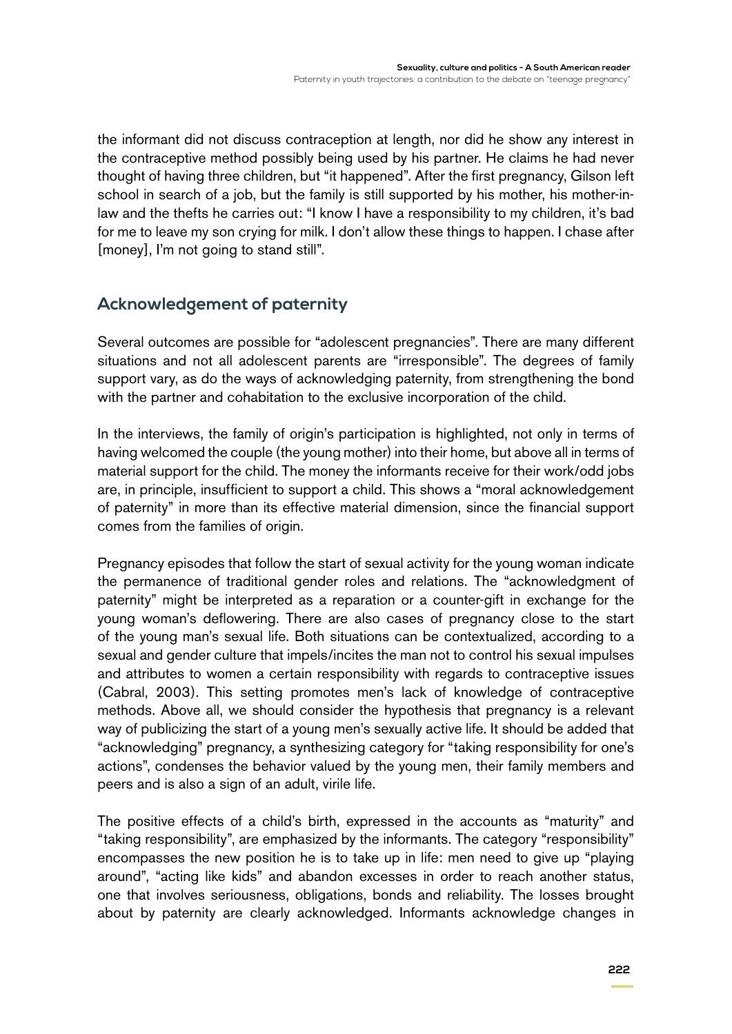the informant did not discuss contraception at length, nor did he show any interest in the contraceptive method possibly being used by his partner. He claims he had never thought of having three children, but "it happened". After the first pregnancy, Gilson left school in search of a job, but the family is still supported by his mother, his mother-in-law and the thefts he carries out: "I know I have a responsibility to my children, it's bad for me to leave my son crying for milk. I don't allow these things to happen. I chase after [money], I'm not going to stand still".

## Acknowledgement of paternity

Several outcomes are possible for "adolescent pregnancies". There are many different situations and not all adolescent parents are "irresponsible". The degrees of family support vary, as do the ways of acknowledging paternity, from strengthening the bond with the partner and cohabitation to the exclusive incorporation of the child.

In the interviews, the family of origin's participation is highlighted, not only in terms of having welcomed the couple (the young mother) into their home, but above all in terms of material support for the child. The money the informants receive for their work/odd jobs are, in principle, insufficient to support a child. This shows a "moral acknowledgement of paternity" in more than its effective material dimension, since the financial support comes from the families of origin.

Pregnancy episodes that follow the start of sexual activity for the young woman indicate the permanence of traditional gender roles and relations. The "acknowledgment of paternity" might be interpreted as a reparation or a counter-gift in exchange for the young woman's deflowering. There are also cases of pregnancy close to the start of the young man's sexual life. Both situations can be contextualized, according to a sexual and gender culture that impels/incites the man not to control his sexual impulses and attributes to women a certain responsibility with regards to contraceptive issues (Cabral, 2003). This setting promotes men's lack of knowledge of contraceptive methods. Above all, we should consider the hypothesis that pregnancy is a relevant way of publicizing the start of a young men's sexually active life. It should be added that "acknowledging" pregnancy, a synthesizing category for "taking responsibility for one's actions", condenses the behavior valued by the young men, their family members and peers and is also a sign of an adult, virile life.

The positive effects of a child's birth, expressed in the accounts as "maturity" and "taking responsibility", are emphasized by the informants. The category "responsibility" encompasses the new position he is to take up in life: men need to give up "playing around", "acting like kids" and abandon excesses in order to reach another status, one that involves seriousness, obligations, bonds and reliability. The losses brought about by paternity are clearly acknowledged. Informants acknowledge changes in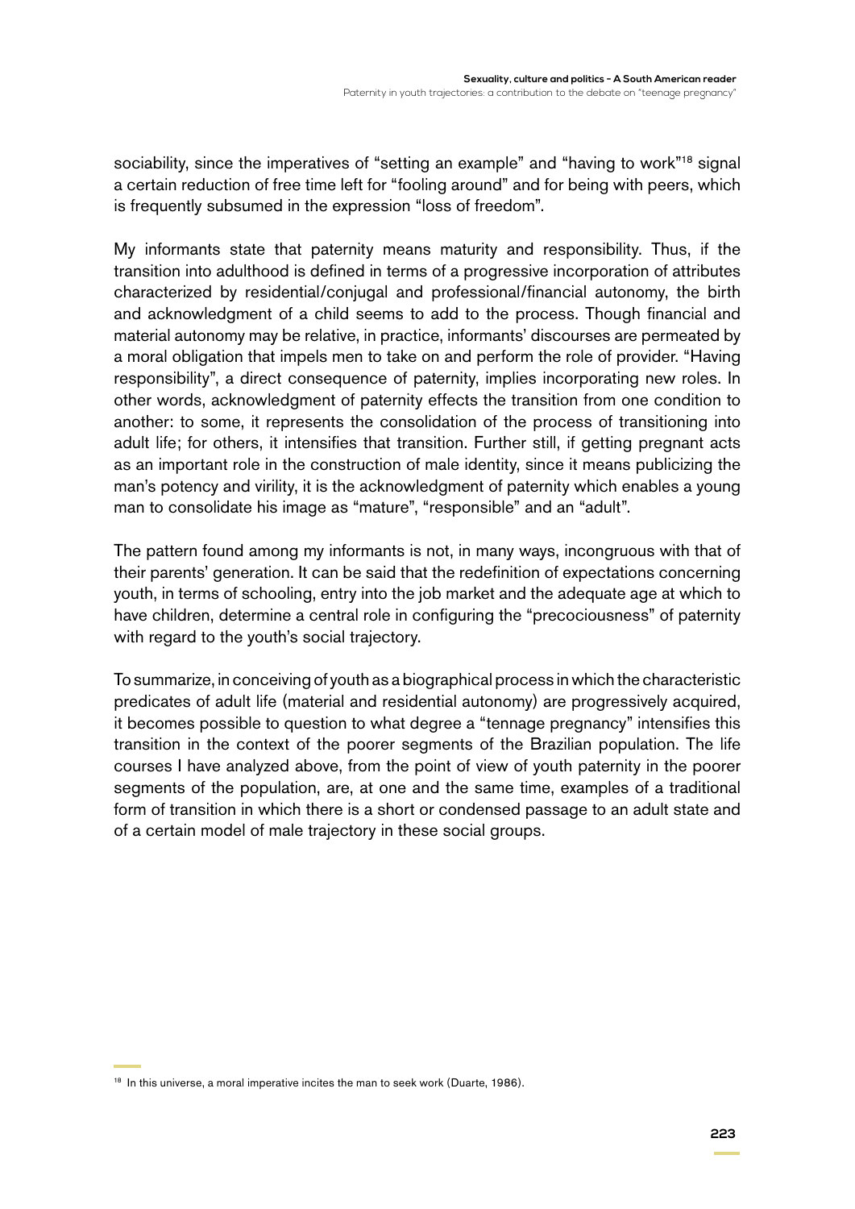sociability, since the imperatives of “setting an example” and “having to work”[18] signal a certain reduction of free time left for “fooling around” and for being with peers, which is frequently subsumed in the expression “loss of freedom”.

My informants state that paternity means maturity and responsibility. Thus, if the transition into adulthood is defined in terms of a progressive incorporation of attributes characterized by residential/conjugal and professional/financial autonomy, the birth and acknowledgment of a child seems to add to the process. Though financial and material autonomy may be relative, in practice, informants' discourses are permeated by a moral obligation that impels men to take on and perform the role of provider. “Having responsibility”, a direct consequence of paternity, implies incorporating new roles. In other words, acknowledgment of paternity effects the transition from one condition to another: to some, it represents the consolidation of the process of transitioning into adult life; for others, it intensifies that transition. Further still, if getting pregnant acts as an important role in the construction of male identity, since it means publicizing the man's potency and virility, it is the acknowledgment of paternity which enables a young man to consolidate his image as “mature”, “responsible” and an “adult”.

The pattern found among my informants is not, in many ways, incongruous with that of their parents' generation. It can be said that the redefinition of expectations concerning youth, in terms of schooling, entry into the job market and the adequate age at which to have children, determine a central role in configuring the “precociousness” of paternity with regard to the youth's social trajectory.

To summarize, in conceiving of youth as a biographical process in which the characteristic predicates of adult life (material and residential autonomy) are progressively acquired, it becomes possible to question to what degree a “tennage pregnancy” intensifies this transition in the context of the poorer segments of the Brazilian population. The life courses I have analyzed above, from the point of view of youth paternity in the poorer segments of the population, are, at one and the same time, examples of a traditional form of transition in which there is a short or condensed passage to an adult state and of a certain model of male trajectory in these social groups.

[18] In this universe, a moral imperative incites the man to seek work (Duarte, 1986).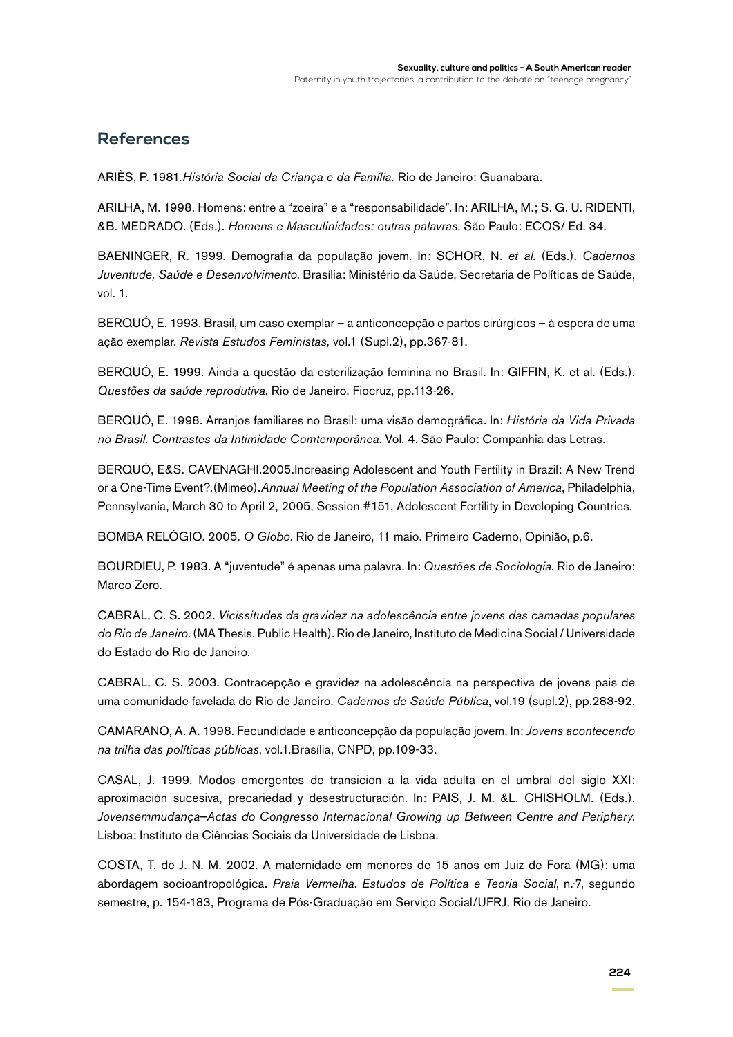## References

ARIÈS, P. 1981.*História Social da Criança e da Família.* Rio de Janeiro: Guanabara.

ARILHA, M. 1998. Homens: entre a "zoeira" e a "responsabilidade". In: ARILHA, M.; S. G. U. RIDENTI, &B. MEDRADO. (Eds.). *Homens e Masculinidades: outras palavras*. São Paulo: ECOS/ Ed. 34.

BAENINGER, R. 1999. Demografia da população jovem. In: SCHOR, N. *et al.* (Eds.). *Cadernos Juventude, Saúde e Desenvolvimento.* Brasília: Ministério da Saúde, Secretaria de Políticas de Saúde, vol. 1.

BERQUÓ, E. 1993. Brasil, um caso exemplar – a anticoncepção e partos cirúrgicos – à espera de uma ação exemplar. *Revista Estudos Feministas,* vol.1 (Supl.2), pp.367-81.

BERQUÓ, E. 1999. Ainda a questão da esterilização feminina no Brasil. In: GIFFIN, K. et al. (Eds.). *Questões da saúde reprodutiva*. Rio de Janeiro, Fiocruz, pp.113-26.

BERQUÓ, E. 1998. Arranjos familiares no Brasil: uma visão demográfica. In: *História da Vida Privada no Brasil. Contrastes da Intimidade Comtemporânea*. Vol. 4. São Paulo: Companhia das Letras.

BERQUÓ, E&S. CAVENAGHI.2005.Increasing Adolescent and Youth Fertility in Brazil: A New Trend or a One-Time Event?.(Mimeo).*Annual Meeting of the Population Association of America*, Philadelphia, Pennsylvania, March 30 to April 2, 2005, Session #151, Adolescent Fertility in Developing Countries.

BOMBA RELÓGIO. 2005. *O Globo*. Rio de Janeiro, 11 maio. Primeiro Caderno, Opinião, p.6.

BOURDIEU, P. 1983. A "juventude" é apenas uma palavra. In: *Questões de Sociologia*. Rio de Janeiro: Marco Zero.

CABRAL, C. S. 2002. *Vicissitudes da gravidez na adolescência entre jovens das camadas populares do Rio de Janeiro*. (MA Thesis, Public Health). Rio de Janeiro, Instituto de Medicina Social / Universidade do Estado do Rio de Janeiro.

CABRAL, C. S. 2003. Contracepção e gravidez na adolescência na perspectiva de jovens pais de uma comunidade favelada do Rio de Janeiro. *Cadernos de Saúde Pública*, vol.19 (supl.2), pp.283-92.

CAMARANO, A. A. 1998. Fecundidade e anticoncepção da população jovem. In: *Jovens acontecendo na trilha das políticas públicas*, vol.1.Brasília, CNPD, pp.109-33.

CASAL, J. 1999. Modos emergentes de transición a la vida adulta en el umbral del siglo XXI: aproximación sucesiva, precariedad y desestructuración. In: PAIS, J. M. &L. CHISHOLM. (Eds.). *Jovensemmudança–Actas do Congresso Internacional Growing up Between Centre and Periphery.* Lisboa: Instituto de Ciências Sociais da Universidade de Lisboa.

COSTA, T. de J. N. M. 2002. A maternidade em menores de 15 anos em Juiz de Fora (MG): uma abordagem socioantropológica. *Praia Vermelha. Estudos de Política e Teoria Social*, n.˚7, segundo semestre, p. 154-183, Programa de Pós-Graduação em Serviço Social/UFRJ, Rio de Janeiro.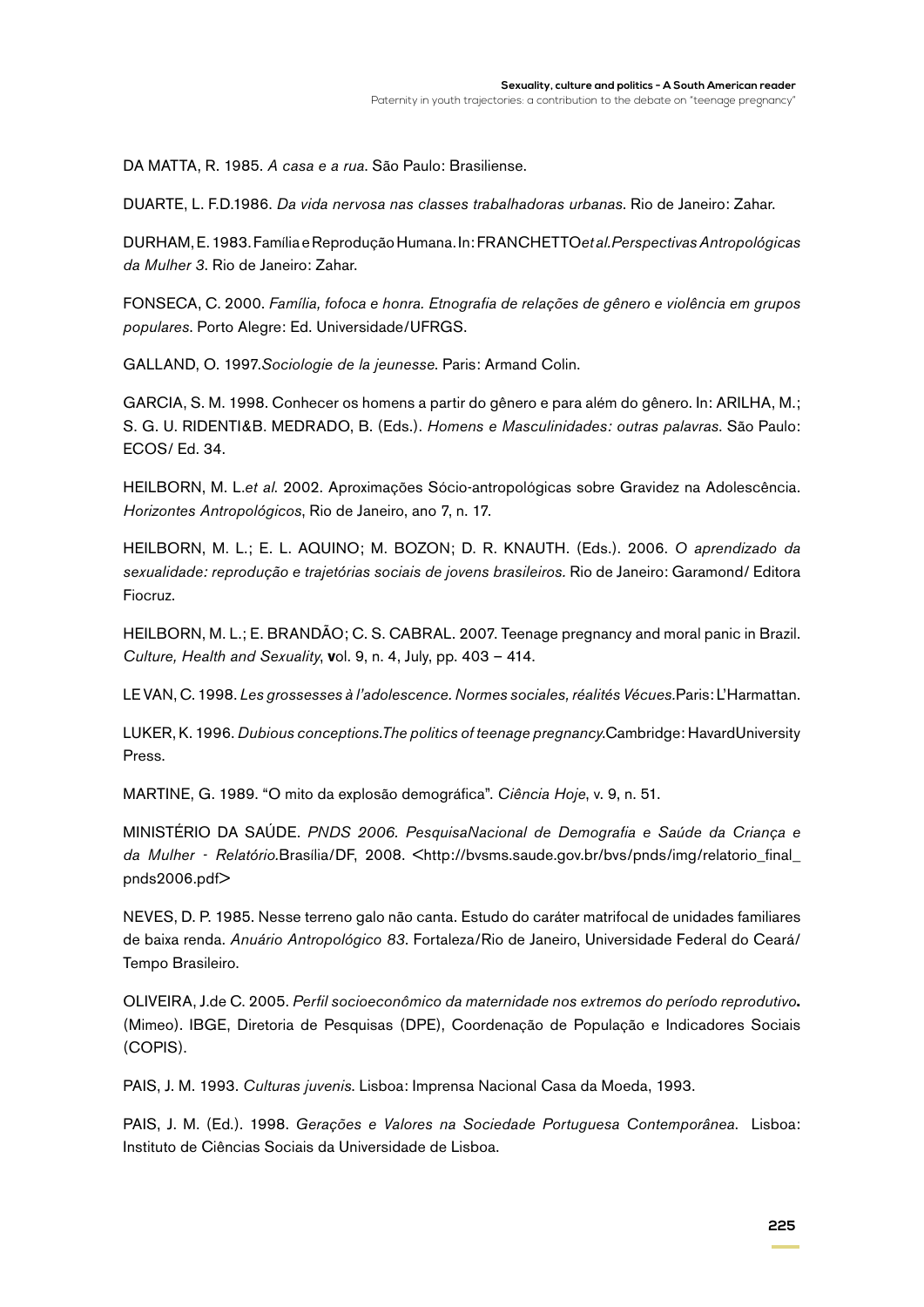DA MATTA, R. 1985. *A casa e a rua*. São Paulo: Brasiliense.

DUARTE, L. F.D.1986. *Da vida nervosa nas classes trabalhadoras urbanas*. Rio de Janeiro: Zahar.

DURHAM, E. 1983. Família e Reprodução Humana. In: FRANCHETTO*et al.Perspectivas Antropológicas da Mulher 3*. Rio de Janeiro: Zahar.

FONSECA, C. 2000. *Família, fofoca e honra. Etnografia de relações de gênero e violência em grupos populares*. Porto Alegre: Ed. Universidade/UFRGS.

GALLAND, O. 1997.*Sociologie de la jeunesse*. Paris: Armand Colin.

GARCIA, S. M. 1998. Conhecer os homens a partir do gênero e para além do gênero. In: ARILHA, M.; S. G. U. RIDENTI&B. MEDRADO, B. (Eds.). *Homens e Masculinidades: outras palavras*. São Paulo: ECOS/ Ed. 34.

HEILBORN, M. L.*et al*. 2002. Aproximações Sócio-antropológicas sobre Gravidez na Adolescência. *Horizontes Antropológicos*, Rio de Janeiro, ano 7, n. 17.

HEILBORN, M. L.; E. L. AQUINO; M. BOZON; D. R. KNAUTH. (Eds.). 2006. *O aprendizado da sexualidade: reprodução e trajetórias sociais de jovens brasileiros.* Rio de Janeiro: Garamond/ Editora Fiocruz.

HEILBORN, M. L.; E. BRANDÃO; C. S. CABRAL. 2007. Teenage pregnancy and moral panic in Brazil. *Culture, Health and Sexuality*, **v**ol. 9, n. 4, July, pp. 403 – 414.

LE VAN, C. 1998. *Les grossesses à l'adolescence. Normes sociales, réalités Vécues.*Paris: L'Harmattan.

LUKER, K. 1996. *Dubious conceptions.The politics of teenage pregnancy.*Cambridge: HavardUniversity Press.

MARTINE, G. 1989. "O mito da explosão demográfica". *Ciência Hoje*, v. 9, n. 51.

MINISTÉRIO DA SAÚDE. *PNDS 2006. PesquisaNacional de Demografia e Saúde da Criança e da Mulher - Relatório.*Brasília/DF, 2008. <http://bvsms.saude.gov.br/bvs/pnds/img/relatorio_final_pnds2006.pdf>

NEVES, D. P. 1985. Nesse terreno galo não canta. Estudo do caráter matrifocal de unidades familiares de baixa renda. *Anuário Antropológico 83*. Fortaleza/Rio de Janeiro, Universidade Federal do Ceará/ Tempo Brasileiro.

OLIVEIRA, J.de C. 2005. *Perfil socioeconômico da maternidade nos extremos do período reprodutivo***.** (Mimeo). IBGE, Diretoria de Pesquisas (DPE), Coordenação de População e Indicadores Sociais (COPIS).

PAIS, J. M. 1993. *Culturas juvenis*. Lisboa: Imprensa Nacional Casa da Moeda, 1993.

PAIS, J. M. (Ed.). 1998. *Gerações e Valores na Sociedade Portuguesa Contemporânea*. Lisboa: Instituto de Ciências Sociais da Universidade de Lisboa.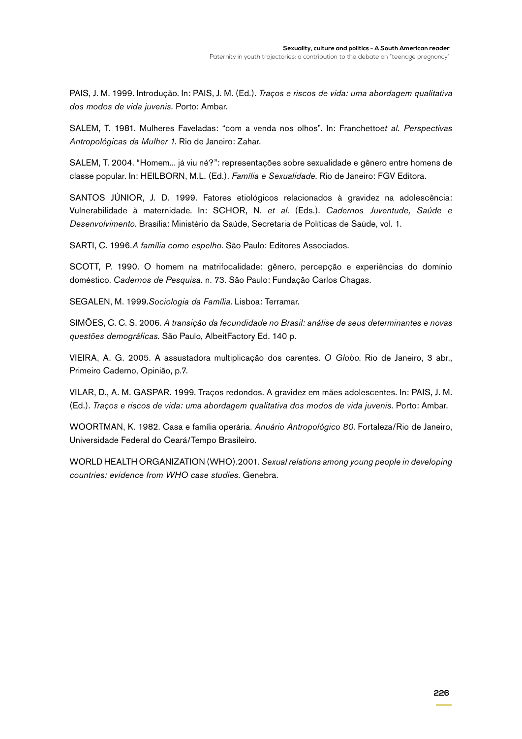PAIS, J. M. 1999. Introdução. In: PAIS, J. M. (Ed.). *Traços e riscos de vida: uma abordagem qualitativa dos modos de vida juvenis.* Porto: Ambar.

SALEM, T. 1981. Mulheres Faveladas: "com a venda nos olhos". In: Franchetto*et al. Perspectivas Antropológicas da Mulher 1*. Rio de Janeiro: Zahar.

SALEM, T. 2004. "Homem... já viu né?": representações sobre sexualidade e gênero entre homens de classe popular. In: HEILBORN, M.L. (Ed.). *Família e Sexualidade*. Rio de Janeiro: FGV Editora.

SANTOS JÚNIOR, J. D. 1999. Fatores etiológicos relacionados à gravidez na adolescência: Vulnerabilidade à maternidade. In: SCHOR, N. *et al.* (Eds.). *Cadernos Juventude, Saúde e Desenvolvimento*. Brasília: Ministério da Saúde, Secretaria de Políticas de Saúde, vol. 1.

SARTI, C. 1996.*A família como espelho*. São Paulo: Editores Associados.

SCOTT, P. 1990. O homem na matrifocalidade: gênero, percepção e experiências do domínio doméstico. *Cadernos de Pesquisa.* n. 73. São Paulo: Fundação Carlos Chagas.

SEGALEN, M. 1999.*Sociologia da Família*. Lisboa: Terramar.

SIMÕES, C. C. S. 2006. *A transição da fecundidade no Brasil: análise de seus determinantes e novas questões demográficas.* São Paulo, AlbeitFactory Ed. 140 p.

VIEIRA, A. G. 2005. A assustadora multiplicação dos carentes. *O Globo*. Rio de Janeiro, 3 abr., Primeiro Caderno, Opinião, p.7.

VILAR, D., A. M. GASPAR. 1999. Traços redondos. A gravidez em mães adolescentes. In: PAIS, J. M. (Ed.). *Traços e riscos de vida: uma abordagem qualitativa dos modos de vida juvenis.* Porto: Ambar.

WOORTMAN, K. 1982. Casa e família operária. *Anuário Antropológico 80*. Fortaleza/Rio de Janeiro, Universidade Federal do Ceará/Tempo Brasileiro.

WORLD HEALTH ORGANIZATION (WHO).2001. *Sexual relations among young people in developing countries: evidence from WHO case studies*. Genebra.